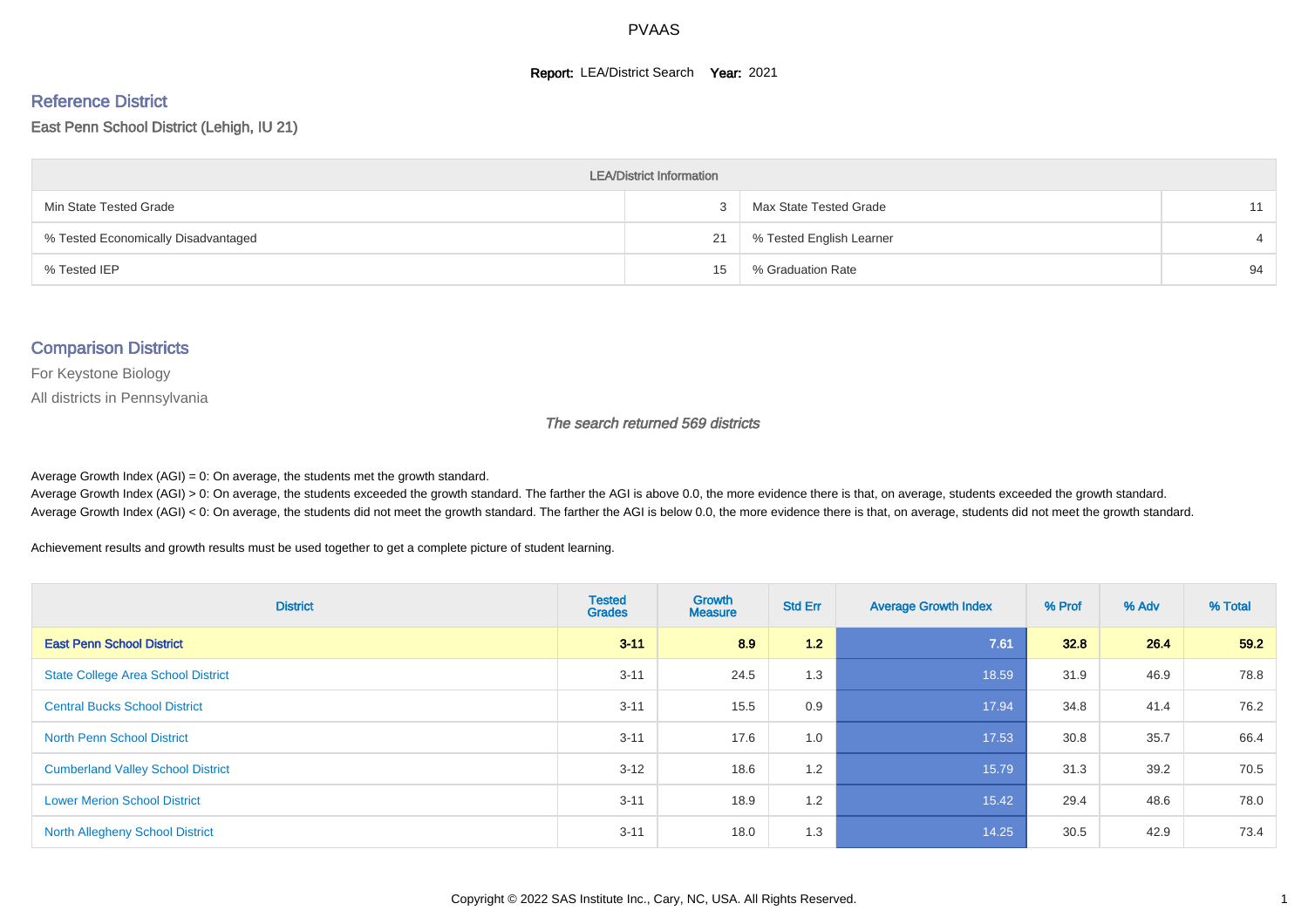# PVAAS

**Report:** LEA/District Search **Year:** 2021

## Reference District

East Penn School District (Lehigh, IU 21)

| LEA/District Information | | | |
|---|---|---|---|
| Min State Tested Grade | 3 | Max State Tested Grade | 11 |
| % Tested Economically Disadvantaged | 21 | % Tested English Learner | 4 |
| % Tested IEP | 15 | % Graduation Rate | 94 |

## Comparison Districts

For Keystone Biology

All districts in Pennsylvania

*The search returned 569 districts*

Average Growth Index (AGI) = 0: On average, the students met the growth standard.
Average Growth Index (AGI) > 0: On average, the students exceeded the growth standard. The farther the AGI is above 0.0, the more evidence there is that, on average, students exceeded the growth standard.
Average Growth Index (AGI) < 0: On average, the students did not meet the growth standard. The farther the AGI is below 0.0, the more evidence there is that, on average, students did not meet the growth standard.

Achievement results and growth results must be used together to get a complete picture of student learning.

| District | Tested Grades | Growth Measure | Std Err | Average Growth Index | % Prof | % Adv | % Total |
|---|---|---|---|---|---|---|---|
| **East Penn School District** | **3-11** | **8.9** | **1.2** | **7.61** | **32.8** | **26.4** | **59.2** |
| State College Area School District | 3-11 | 24.5 | 1.3 | 18.59 | 31.9 | 46.9 | 78.8 |
| Central Bucks School District | 3-11 | 15.5 | 0.9 | 17.94 | 34.8 | 41.4 | 76.2 |
| North Penn School District | 3-11 | 17.6 | 1.0 | 17.53 | 30.8 | 35.7 | 66.4 |
| Cumberland Valley School District | 3-12 | 18.6 | 1.2 | 15.79 | 31.3 | 39.2 | 70.5 |
| Lower Merion School District | 3-11 | 18.9 | 1.2 | 15.42 | 29.4 | 48.6 | 78.0 |
| North Allegheny School District | 3-11 | 18.0 | 1.3 | 14.25 | 30.5 | 42.9 | 73.4 |

Copyright © 2022 SAS Institute Inc., Cary, NC, USA. All Rights Reserved.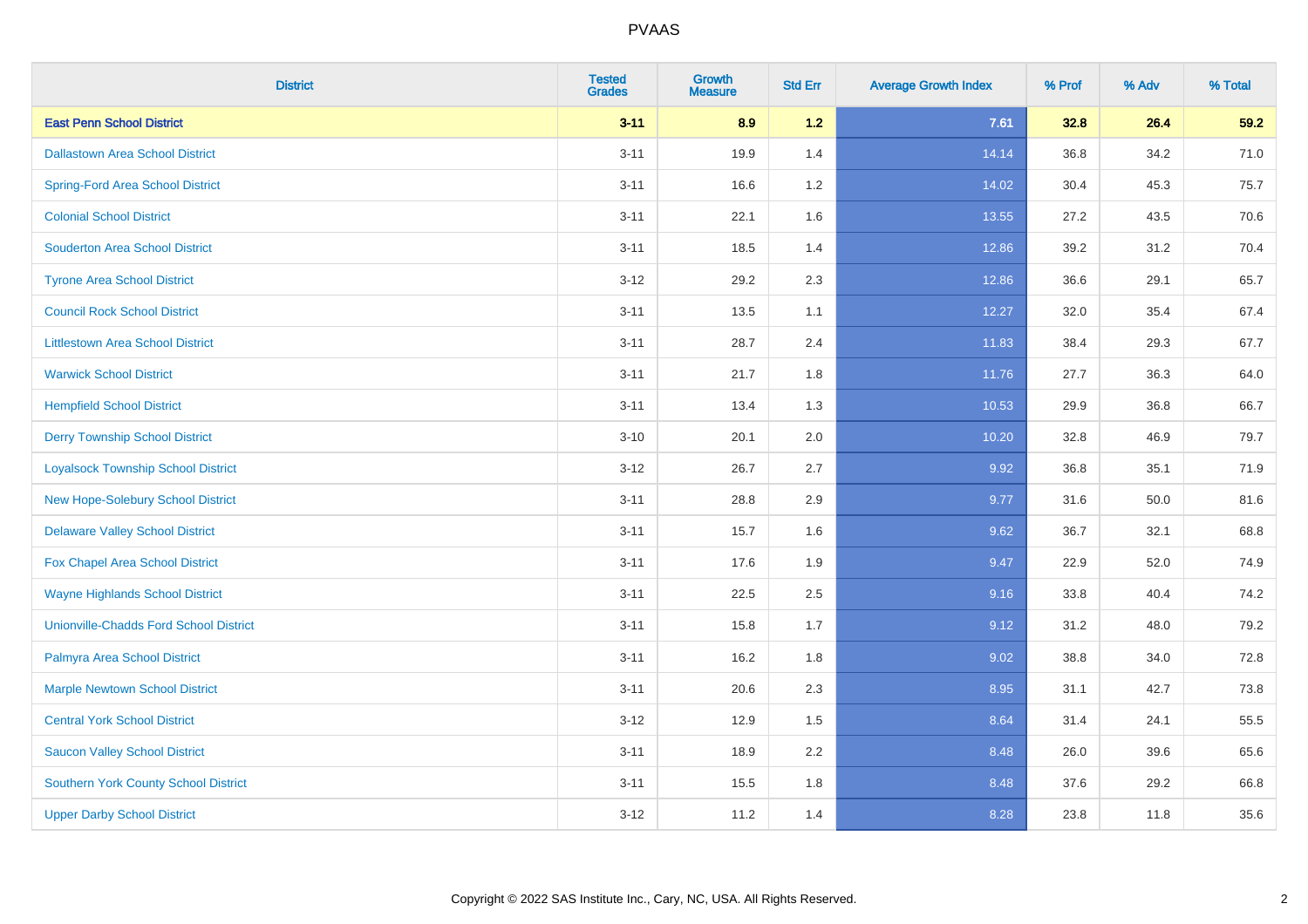| District | Tested Grades | Growth Measure | Std Err | Average Growth Index | % Prof | % Adv | % Total |
|---|---|---|---|---|---|---|---|
| **East Penn School District** | **3-11** | **8.9** | **1.2** | **7.61** | **32.8** | **26.4** | **59.2** |
| Dallastown Area School District | 3-11 | 19.9 | 1.4 | 14.14 | 36.8 | 34.2 | 71.0 |
| Spring-Ford Area School District | 3-11 | 16.6 | 1.2 | 14.02 | 30.4 | 45.3 | 75.7 |
| Colonial School District | 3-11 | 22.1 | 1.6 | 13.55 | 27.2 | 43.5 | 70.6 |
| Souderton Area School District | 3-11 | 18.5 | 1.4 | 12.86 | 39.2 | 31.2 | 70.4 |
| Tyrone Area School District | 3-12 | 29.2 | 2.3 | 12.86 | 36.6 | 29.1 | 65.7 |
| Council Rock School District | 3-11 | 13.5 | 1.1 | 12.27 | 32.0 | 35.4 | 67.4 |
| Littlestown Area School District | 3-11 | 28.7 | 2.4 | 11.83 | 38.4 | 29.3 | 67.7 |
| Warwick School District | 3-11 | 21.7 | 1.8 | 11.76 | 27.7 | 36.3 | 64.0 |
| Hempfield School District | 3-11 | 13.4 | 1.3 | 10.53 | 29.9 | 36.8 | 66.7 |
| Derry Township School District | 3-10 | 20.1 | 2.0 | 10.20 | 32.8 | 46.9 | 79.7 |
| Loyalsock Township School District | 3-12 | 26.7 | 2.7 | 9.92 | 36.8 | 35.1 | 71.9 |
| New Hope-Solebury School District | 3-11 | 28.8 | 2.9 | 9.77 | 31.6 | 50.0 | 81.6 |
| Delaware Valley School District | 3-11 | 15.7 | 1.6 | 9.62 | 36.7 | 32.1 | 68.8 |
| Fox Chapel Area School District | 3-11 | 17.6 | 1.9 | 9.47 | 22.9 | 52.0 | 74.9 |
| Wayne Highlands School District | 3-11 | 22.5 | 2.5 | 9.16 | 33.8 | 40.4 | 74.2 |
| Unionville-Chadds Ford School District | 3-11 | 15.8 | 1.7 | 9.12 | 31.2 | 48.0 | 79.2 |
| Palmyra Area School District | 3-11 | 16.2 | 1.8 | 9.02 | 38.8 | 34.0 | 72.8 |
| Marple Newtown School District | 3-11 | 20.6 | 2.3 | 8.95 | 31.1 | 42.7 | 73.8 |
| Central York School District | 3-12 | 12.9 | 1.5 | 8.64 | 31.4 | 24.1 | 55.5 |
| Saucon Valley School District | 3-11 | 18.9 | 2.2 | 8.48 | 26.0 | 39.6 | 65.6 |
| Southern York County School District | 3-11 | 15.5 | 1.8 | 8.48 | 37.6 | 29.2 | 66.8 |
| Upper Darby School District | 3-12 | 11.2 | 1.4 | 8.28 | 23.8 | 11.8 | 35.6 |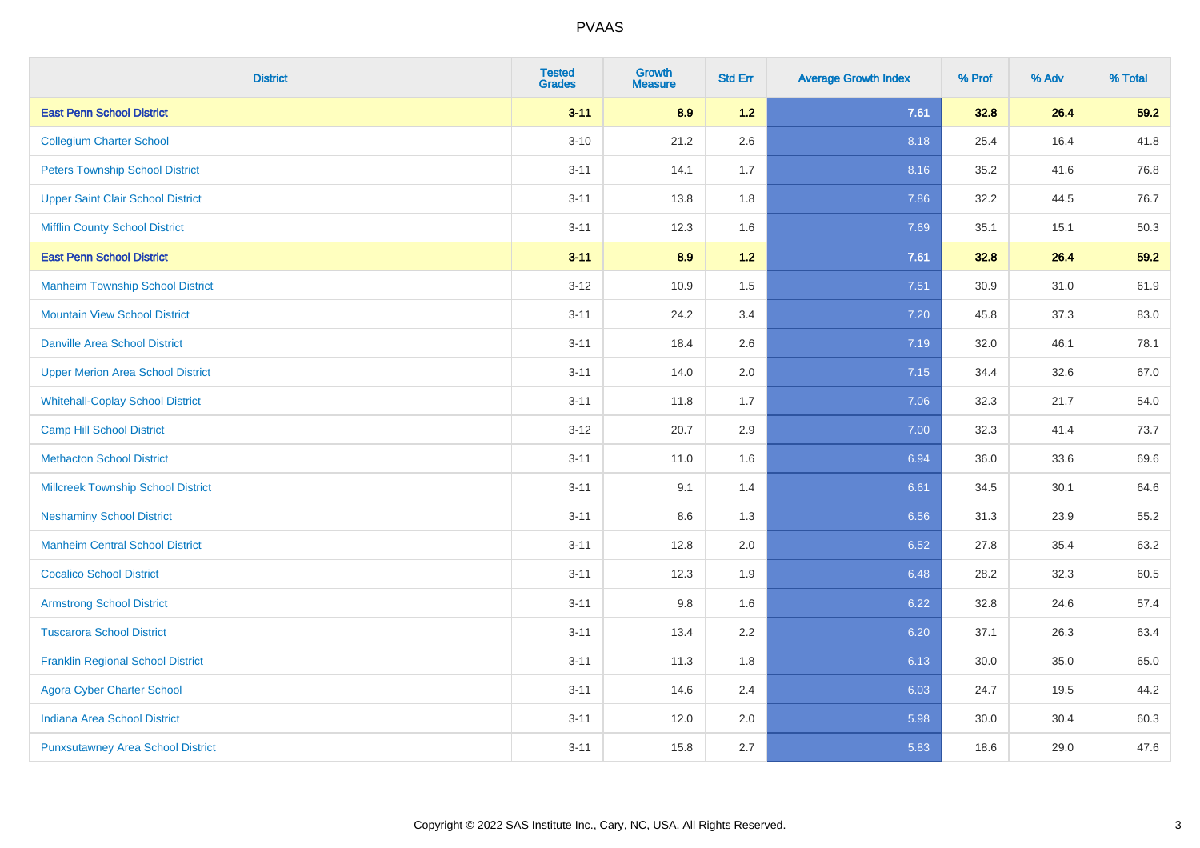| District | Tested Grades | Growth Measure | Std Err | Average Growth Index | % Prof | % Adv | % Total |
|---|---|---|---|---|---|---|---|
| **East Penn School District** | **3-11** | **8.9** | **1.2** | **7.61** | **32.8** | **26.4** | **59.2** |
| Collegium Charter School | 3-10 | 21.2 | 2.6 | 8.18 | 25.4 | 16.4 | 41.8 |
| Peters Township School District | 3-11 | 14.1 | 1.7 | 8.16 | 35.2 | 41.6 | 76.8 |
| Upper Saint Clair School District | 3-11 | 13.8 | 1.8 | 7.86 | 32.2 | 44.5 | 76.7 |
| Mifflin County School District | 3-11 | 12.3 | 1.6 | 7.69 | 35.1 | 15.1 | 50.3 |
| **East Penn School District** | **3-11** | **8.9** | **1.2** | **7.61** | **32.8** | **26.4** | **59.2** |
| Manheim Township School District | 3-12 | 10.9 | 1.5 | 7.51 | 30.9 | 31.0 | 61.9 |
| Mountain View School District | 3-11 | 24.2 | 3.4 | 7.20 | 45.8 | 37.3 | 83.0 |
| Danville Area School District | 3-11 | 18.4 | 2.6 | 7.19 | 32.0 | 46.1 | 78.1 |
| Upper Merion Area School District | 3-11 | 14.0 | 2.0 | 7.15 | 34.4 | 32.6 | 67.0 |
| Whitehall-Coplay School District | 3-11 | 11.8 | 1.7 | 7.06 | 32.3 | 21.7 | 54.0 |
| Camp Hill School District | 3-12 | 20.7 | 2.9 | 7.00 | 32.3 | 41.4 | 73.7 |
| Methacton School District | 3-11 | 11.0 | 1.6 | 6.94 | 36.0 | 33.6 | 69.6 |
| Millcreek Township School District | 3-11 | 9.1 | 1.4 | 6.61 | 34.5 | 30.1 | 64.6 |
| Neshaminy School District | 3-11 | 8.6 | 1.3 | 6.56 | 31.3 | 23.9 | 55.2 |
| Manheim Central School District | 3-11 | 12.8 | 2.0 | 6.52 | 27.8 | 35.4 | 63.2 |
| Cocalico School District | 3-11 | 12.3 | 1.9 | 6.48 | 28.2 | 32.3 | 60.5 |
| Armstrong School District | 3-11 | 9.8 | 1.6 | 6.22 | 32.8 | 24.6 | 57.4 |
| Tuscarora School District | 3-11 | 13.4 | 2.2 | 6.20 | 37.1 | 26.3 | 63.4 |
| Franklin Regional School District | 3-11 | 11.3 | 1.8 | 6.13 | 30.0 | 35.0 | 65.0 |
| Agora Cyber Charter School | 3-11 | 14.6 | 2.4 | 6.03 | 24.7 | 19.5 | 44.2 |
| Indiana Area School District | 3-11 | 12.0 | 2.0 | 5.98 | 30.0 | 30.4 | 60.3 |
| Punxsutawney Area School District | 3-11 | 15.8 | 2.7 | 5.83 | 18.6 | 29.0 | 47.6 |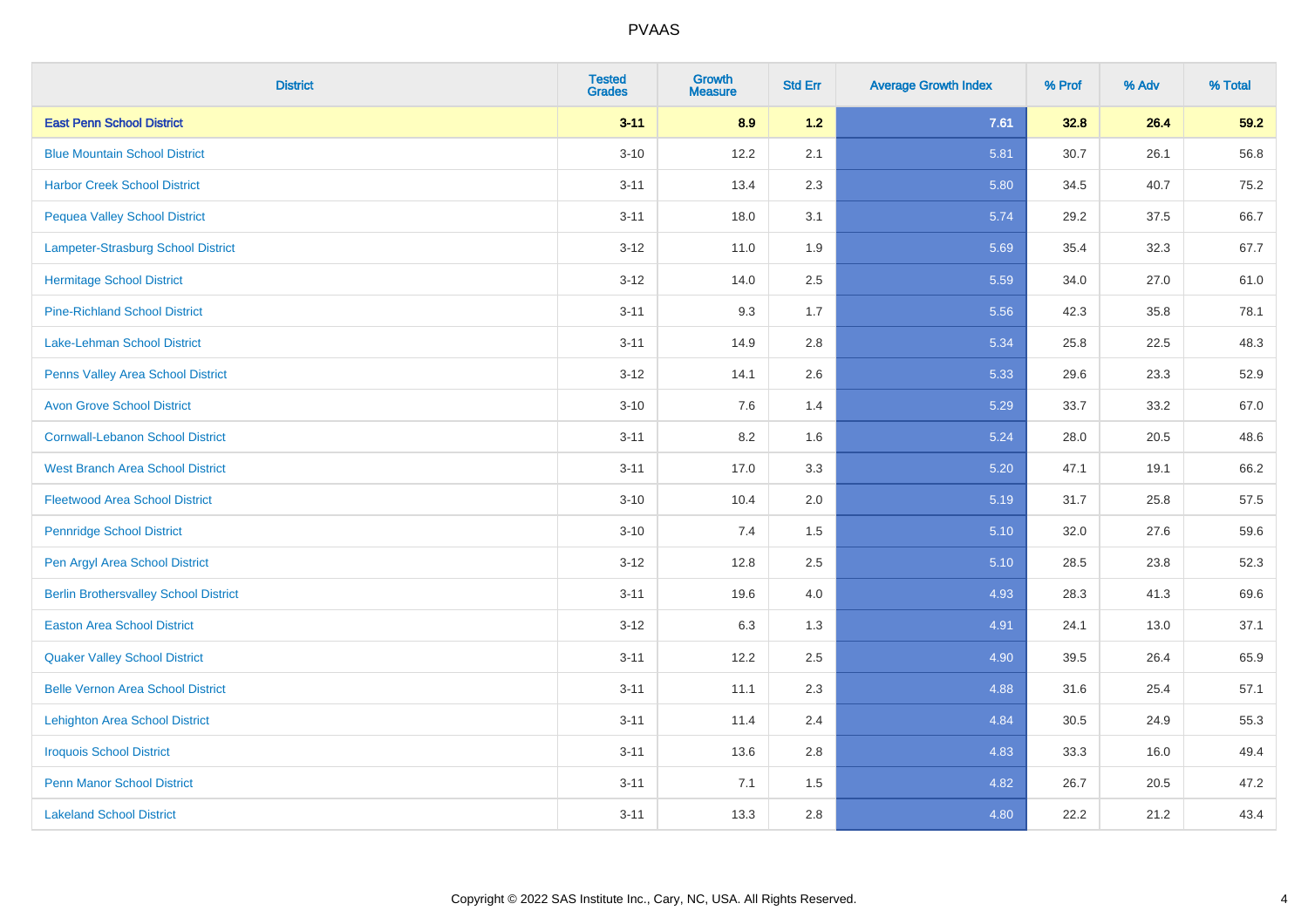# PVAAS

| District | Tested Grades | Growth Measure | Std Err | Average Growth Index | % Prof | % Adv | % Total |
|---|---|---|---|---|---|---|---|
| **East Penn School District** | **3-11** | **8.9** | **1.2** | **7.61** | **32.8** | **26.4** | **59.2** |
| Blue Mountain School District | 3-10 | 12.2 | 2.1 | 5.81 | 30.7 | 26.1 | 56.8 |
| Harbor Creek School District | 3-11 | 13.4 | 2.3 | 5.80 | 34.5 | 40.7 | 75.2 |
| Pequea Valley School District | 3-11 | 18.0 | 3.1 | 5.74 | 29.2 | 37.5 | 66.7 |
| Lampeter-Strasburg School District | 3-12 | 11.0 | 1.9 | 5.69 | 35.4 | 32.3 | 67.7 |
| Hermitage School District | 3-12 | 14.0 | 2.5 | 5.59 | 34.0 | 27.0 | 61.0 |
| Pine-Richland School District | 3-11 | 9.3 | 1.7 | 5.56 | 42.3 | 35.8 | 78.1 |
| Lake-Lehman School District | 3-11 | 14.9 | 2.8 | 5.34 | 25.8 | 22.5 | 48.3 |
| Penns Valley Area School District | 3-12 | 14.1 | 2.6 | 5.33 | 29.6 | 23.3 | 52.9 |
| Avon Grove School District | 3-10 | 7.6 | 1.4 | 5.29 | 33.7 | 33.2 | 67.0 |
| Cornwall-Lebanon School District | 3-11 | 8.2 | 1.6 | 5.24 | 28.0 | 20.5 | 48.6 |
| West Branch Area School District | 3-11 | 17.0 | 3.3 | 5.20 | 47.1 | 19.1 | 66.2 |
| Fleetwood Area School District | 3-10 | 10.4 | 2.0 | 5.19 | 31.7 | 25.8 | 57.5 |
| Pennridge School District | 3-10 | 7.4 | 1.5 | 5.10 | 32.0 | 27.6 | 59.6 |
| Pen Argyl Area School District | 3-12 | 12.8 | 2.5 | 5.10 | 28.5 | 23.8 | 52.3 |
| Berlin Brothersvalley School District | 3-11 | 19.6 | 4.0 | 4.93 | 28.3 | 41.3 | 69.6 |
| Easton Area School District | 3-12 | 6.3 | 1.3 | 4.91 | 24.1 | 13.0 | 37.1 |
| Quaker Valley School District | 3-11 | 12.2 | 2.5 | 4.90 | 39.5 | 26.4 | 65.9 |
| Belle Vernon Area School District | 3-11 | 11.1 | 2.3 | 4.88 | 31.6 | 25.4 | 57.1 |
| Lehighton Area School District | 3-11 | 11.4 | 2.4 | 4.84 | 30.5 | 24.9 | 55.3 |
| Iroquois School District | 3-11 | 13.6 | 2.8 | 4.83 | 33.3 | 16.0 | 49.4 |
| Penn Manor School District | 3-11 | 7.1 | 1.5 | 4.82 | 26.7 | 20.5 | 47.2 |
| Lakeland School District | 3-11 | 13.3 | 2.8 | 4.80 | 22.2 | 21.2 | 43.4 |

Copyright © 2022 SAS Institute Inc., Cary, NC, USA. All Rights Reserved.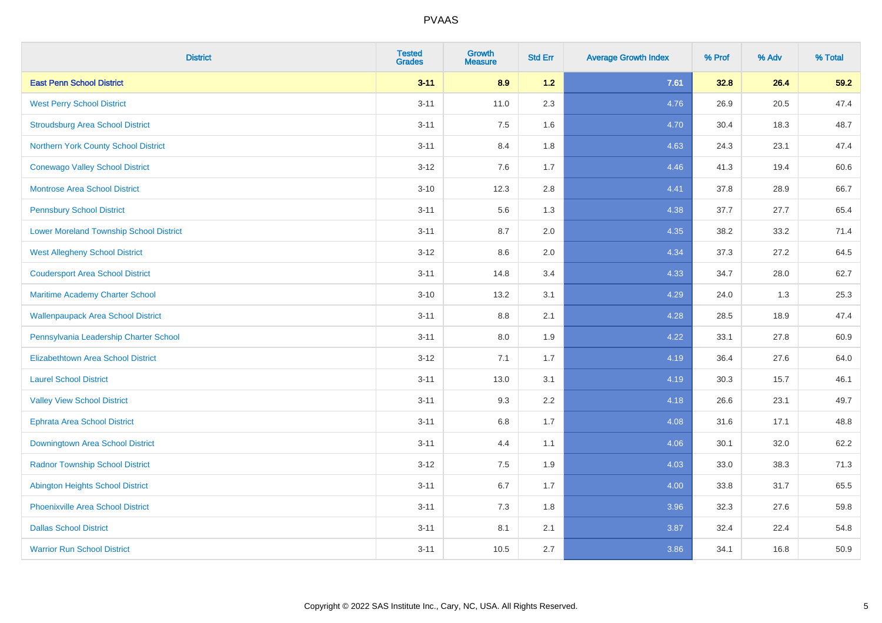| District | Tested Grades | Growth Measure | Std Err | Average Growth Index | % Prof | % Adv | % Total |
|---|---|---|---|---|---|---|---|
| **East Penn School District** | **3-11** | **8.9** | **1.2** | **7.61** | **32.8** | **26.4** | **59.2** |
| West Perry School District | 3-11 | 11.0 | 2.3 | 4.76 | 26.9 | 20.5 | 47.4 |
| Stroudsburg Area School District | 3-11 | 7.5 | 1.6 | 4.70 | 30.4 | 18.3 | 48.7 |
| Northern York County School District | 3-11 | 8.4 | 1.8 | 4.63 | 24.3 | 23.1 | 47.4 |
| Conewago Valley School District | 3-12 | 7.6 | 1.7 | 4.46 | 41.3 | 19.4 | 60.6 |
| Montrose Area School District | 3-10 | 12.3 | 2.8 | 4.41 | 37.8 | 28.9 | 66.7 |
| Pennsbury School District | 3-11 | 5.6 | 1.3 | 4.38 | 37.7 | 27.7 | 65.4 |
| Lower Moreland Township School District | 3-11 | 8.7 | 2.0 | 4.35 | 38.2 | 33.2 | 71.4 |
| West Allegheny School District | 3-12 | 8.6 | 2.0 | 4.34 | 37.3 | 27.2 | 64.5 |
| Coudersport Area School District | 3-11 | 14.8 | 3.4 | 4.33 | 34.7 | 28.0 | 62.7 |
| Maritime Academy Charter School | 3-10 | 13.2 | 3.1 | 4.29 | 24.0 | 1.3 | 25.3 |
| Wallenpaupack Area School District | 3-11 | 8.8 | 2.1 | 4.28 | 28.5 | 18.9 | 47.4 |
| Pennsylvania Leadership Charter School | 3-11 | 8.0 | 1.9 | 4.22 | 33.1 | 27.8 | 60.9 |
| Elizabethtown Area School District | 3-12 | 7.1 | 1.7 | 4.19 | 36.4 | 27.6 | 64.0 |
| Laurel School District | 3-11 | 13.0 | 3.1 | 4.19 | 30.3 | 15.7 | 46.1 |
| Valley View School District | 3-11 | 9.3 | 2.2 | 4.18 | 26.6 | 23.1 | 49.7 |
| Ephrata Area School District | 3-11 | 6.8 | 1.7 | 4.08 | 31.6 | 17.1 | 48.8 |
| Downingtown Area School District | 3-11 | 4.4 | 1.1 | 4.06 | 30.1 | 32.0 | 62.2 |
| Radnor Township School District | 3-12 | 7.5 | 1.9 | 4.03 | 33.0 | 38.3 | 71.3 |
| Abington Heights School District | 3-11 | 6.7 | 1.7 | 4.00 | 33.8 | 31.7 | 65.5 |
| Phoenixville Area School District | 3-11 | 7.3 | 1.8 | 3.96 | 32.3 | 27.6 | 59.8 |
| Dallas School District | 3-11 | 8.1 | 2.1 | 3.87 | 32.4 | 22.4 | 54.8 |
| Warrior Run School District | 3-11 | 10.5 | 2.7 | 3.86 | 34.1 | 16.8 | 50.9 |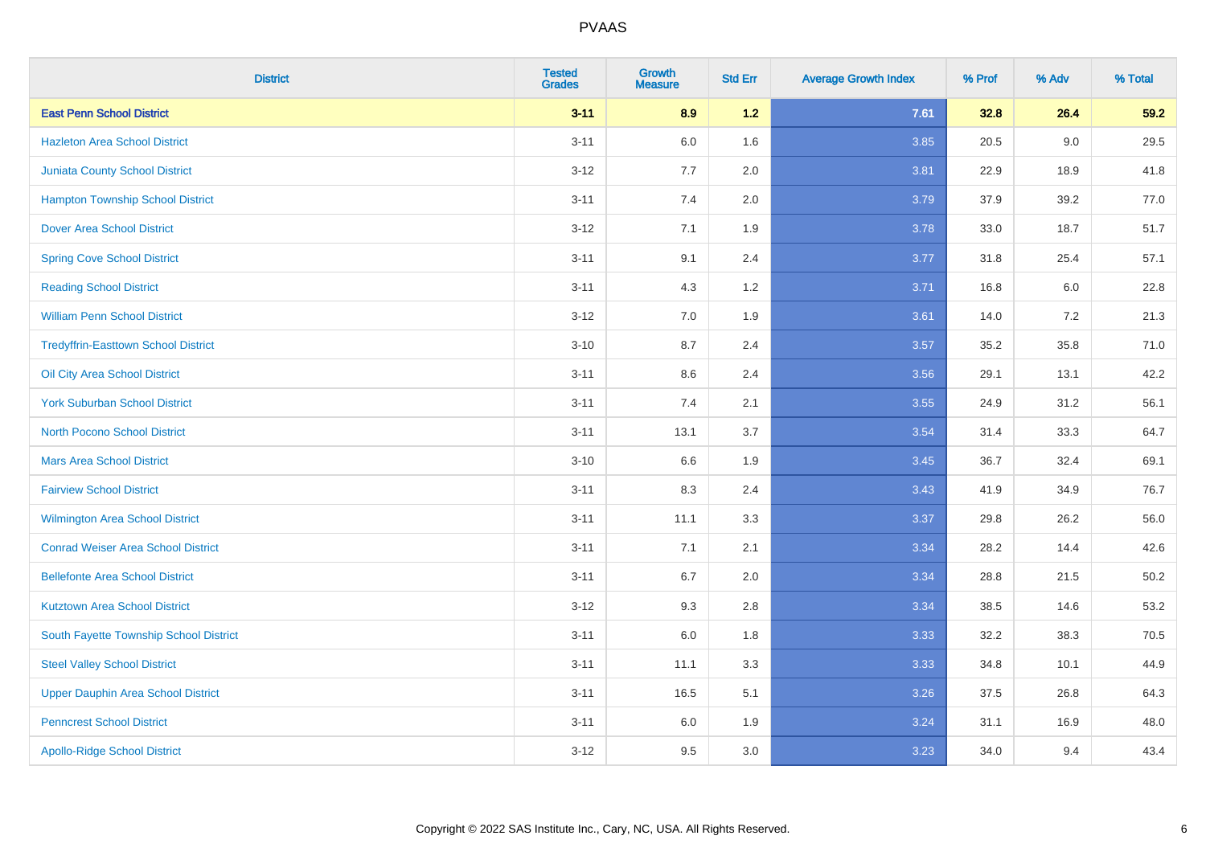| District | Tested Grades | Growth Measure | Std Err | Average Growth Index | % Prof | % Adv | % Total |
|---|---|---|---|---|---|---|---|
| **East Penn School District** | **3-11** | **8.9** | **1.2** | **7.61** | **32.8** | **26.4** | **59.2** |
| Hazleton Area School District | 3-11 | 6.0 | 1.6 | 3.85 | 20.5 | 9.0 | 29.5 |
| Juniata County School District | 3-12 | 7.7 | 2.0 | 3.81 | 22.9 | 18.9 | 41.8 |
| Hampton Township School District | 3-11 | 7.4 | 2.0 | 3.79 | 37.9 | 39.2 | 77.0 |
| Dover Area School District | 3-12 | 7.1 | 1.9 | 3.78 | 33.0 | 18.7 | 51.7 |
| Spring Cove School District | 3-11 | 9.1 | 2.4 | 3.77 | 31.8 | 25.4 | 57.1 |
| Reading School District | 3-11 | 4.3 | 1.2 | 3.71 | 16.8 | 6.0 | 22.8 |
| William Penn School District | 3-12 | 7.0 | 1.9 | 3.61 | 14.0 | 7.2 | 21.3 |
| Tredyffrin-Easttown School District | 3-10 | 8.7 | 2.4 | 3.57 | 35.2 | 35.8 | 71.0 |
| Oil City Area School District | 3-11 | 8.6 | 2.4 | 3.56 | 29.1 | 13.1 | 42.2 |
| York Suburban School District | 3-11 | 7.4 | 2.1 | 3.55 | 24.9 | 31.2 | 56.1 |
| North Pocono School District | 3-11 | 13.1 | 3.7 | 3.54 | 31.4 | 33.3 | 64.7 |
| Mars Area School District | 3-10 | 6.6 | 1.9 | 3.45 | 36.7 | 32.4 | 69.1 |
| Fairview School District | 3-11 | 8.3 | 2.4 | 3.43 | 41.9 | 34.9 | 76.7 |
| Wilmington Area School District | 3-11 | 11.1 | 3.3 | 3.37 | 29.8 | 26.2 | 56.0 |
| Conrad Weiser Area School District | 3-11 | 7.1 | 2.1 | 3.34 | 28.2 | 14.4 | 42.6 |
| Bellefonte Area School District | 3-11 | 6.7 | 2.0 | 3.34 | 28.8 | 21.5 | 50.2 |
| Kutztown Area School District | 3-12 | 9.3 | 2.8 | 3.34 | 38.5 | 14.6 | 53.2 |
| South Fayette Township School District | 3-11 | 6.0 | 1.8 | 3.33 | 32.2 | 38.3 | 70.5 |
| Steel Valley School District | 3-11 | 11.1 | 3.3 | 3.33 | 34.8 | 10.1 | 44.9 |
| Upper Dauphin Area School District | 3-11 | 16.5 | 5.1 | 3.26 | 37.5 | 26.8 | 64.3 |
| Penncrest School District | 3-11 | 6.0 | 1.9 | 3.24 | 31.1 | 16.9 | 48.0 |
| Apollo-Ridge School District | 3-12 | 9.5 | 3.0 | 3.23 | 34.0 | 9.4 | 43.4 |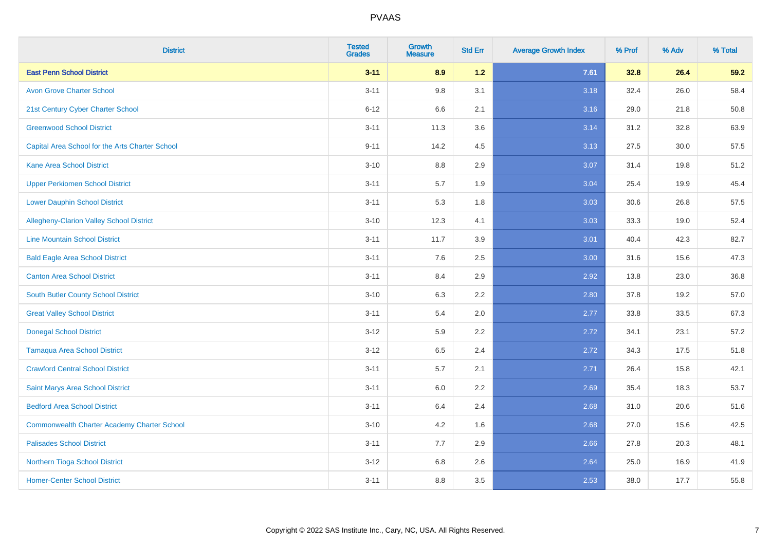# PVAAS

| District | Tested Grades | Growth Measure | Std Err | Average Growth Index | % Prof | % Adv | % Total |
|---|---|---|---|---|---|---|---|
| **East Penn School District** | **3-11** | **8.9** | **1.2** | **7.61** | **32.8** | **26.4** | **59.2** |
| Avon Grove Charter School | 3-11 | 9.8 | 3.1 | 3.18 | 32.4 | 26.0 | 58.4 |
| 21st Century Cyber Charter School | 6-12 | 6.6 | 2.1 | 3.16 | 29.0 | 21.8 | 50.8 |
| Greenwood School District | 3-11 | 11.3 | 3.6 | 3.14 | 31.2 | 32.8 | 63.9 |
| Capital Area School for the Arts Charter School | 9-11 | 14.2 | 4.5 | 3.13 | 27.5 | 30.0 | 57.5 |
| Kane Area School District | 3-10 | 8.8 | 2.9 | 3.07 | 31.4 | 19.8 | 51.2 |
| Upper Perkiomen School District | 3-11 | 5.7 | 1.9 | 3.04 | 25.4 | 19.9 | 45.4 |
| Lower Dauphin School District | 3-11 | 5.3 | 1.8 | 3.03 | 30.6 | 26.8 | 57.5 |
| Allegheny-Clarion Valley School District | 3-10 | 12.3 | 4.1 | 3.03 | 33.3 | 19.0 | 52.4 |
| Line Mountain School District | 3-11 | 11.7 | 3.9 | 3.01 | 40.4 | 42.3 | 82.7 |
| Bald Eagle Area School District | 3-11 | 7.6 | 2.5 | 3.00 | 31.6 | 15.6 | 47.3 |
| Canton Area School District | 3-11 | 8.4 | 2.9 | 2.92 | 13.8 | 23.0 | 36.8 |
| South Butler County School District | 3-10 | 6.3 | 2.2 | 2.80 | 37.8 | 19.2 | 57.0 |
| Great Valley School District | 3-11 | 5.4 | 2.0 | 2.77 | 33.8 | 33.5 | 67.3 |
| Donegal School District | 3-12 | 5.9 | 2.2 | 2.72 | 34.1 | 23.1 | 57.2 |
| Tamaqua Area School District | 3-12 | 6.5 | 2.4 | 2.72 | 34.3 | 17.5 | 51.8 |
| Crawford Central School District | 3-11 | 5.7 | 2.1 | 2.71 | 26.4 | 15.8 | 42.1 |
| Saint Marys Area School District | 3-11 | 6.0 | 2.2 | 2.69 | 35.4 | 18.3 | 53.7 |
| Bedford Area School District | 3-11 | 6.4 | 2.4 | 2.68 | 31.0 | 20.6 | 51.6 |
| Commonwealth Charter Academy Charter School | 3-10 | 4.2 | 1.6 | 2.68 | 27.0 | 15.6 | 42.5 |
| Palisades School District | 3-11 | 7.7 | 2.9 | 2.66 | 27.8 | 20.3 | 48.1 |
| Northern Tioga School District | 3-12 | 6.8 | 2.6 | 2.64 | 25.0 | 16.9 | 41.9 |
| Homer-Center School District | 3-11 | 8.8 | 3.5 | 2.53 | 38.0 | 17.7 | 55.8 |

Copyright © 2022 SAS Institute Inc., Cary, NC, USA. All Rights Reserved.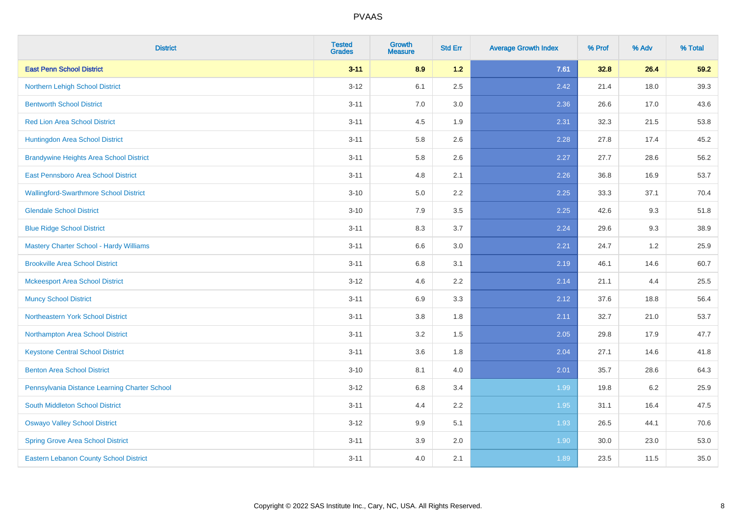| District | Tested Grades | Growth Measure | Std Err | Average Growth Index | % Prof | % Adv | % Total |
|---|---|---|---|---|---|---|---|
| **East Penn School District** | **3-11** | **8.9** | **1.2** | **7.61** | **32.8** | **26.4** | **59.2** |
| Northern Lehigh School District | 3-12 | 6.1 | 2.5 | 2.42 | 21.4 | 18.0 | 39.3 |
| Bentworth School District | 3-11 | 7.0 | 3.0 | 2.36 | 26.6 | 17.0 | 43.6 |
| Red Lion Area School District | 3-11 | 4.5 | 1.9 | 2.31 | 32.3 | 21.5 | 53.8 |
| Huntingdon Area School District | 3-11 | 5.8 | 2.6 | 2.28 | 27.8 | 17.4 | 45.2 |
| Brandywine Heights Area School District | 3-11 | 5.8 | 2.6 | 2.27 | 27.7 | 28.6 | 56.2 |
| East Pennsboro Area School District | 3-11 | 4.8 | 2.1 | 2.26 | 36.8 | 16.9 | 53.7 |
| Wallingford-Swarthmore School District | 3-10 | 5.0 | 2.2 | 2.25 | 33.3 | 37.1 | 70.4 |
| Glendale School District | 3-10 | 7.9 | 3.5 | 2.25 | 42.6 | 9.3 | 51.8 |
| Blue Ridge School District | 3-11 | 8.3 | 3.7 | 2.24 | 29.6 | 9.3 | 38.9 |
| Mastery Charter School - Hardy Williams | 3-11 | 6.6 | 3.0 | 2.21 | 24.7 | 1.2 | 25.9 |
| Brookville Area School District | 3-11 | 6.8 | 3.1 | 2.19 | 46.1 | 14.6 | 60.7 |
| Mckeesport Area School District | 3-12 | 4.6 | 2.2 | 2.14 | 21.1 | 4.4 | 25.5 |
| Muncy School District | 3-11 | 6.9 | 3.3 | 2.12 | 37.6 | 18.8 | 56.4 |
| Northeastern York School District | 3-11 | 3.8 | 1.8 | 2.11 | 32.7 | 21.0 | 53.7 |
| Northampton Area School District | 3-11 | 3.2 | 1.5 | 2.05 | 29.8 | 17.9 | 47.7 |
| Keystone Central School District | 3-11 | 3.6 | 1.8 | 2.04 | 27.1 | 14.6 | 41.8 |
| Benton Area School District | 3-10 | 8.1 | 4.0 | 2.01 | 35.7 | 28.6 | 64.3 |
| Pennsylvania Distance Learning Charter School | 3-12 | 6.8 | 3.4 | 1.99 | 19.8 | 6.2 | 25.9 |
| South Middleton School District | 3-11 | 4.4 | 2.2 | 1.95 | 31.1 | 16.4 | 47.5 |
| Oswayo Valley School District | 3-12 | 9.9 | 5.1 | 1.93 | 26.5 | 44.1 | 70.6 |
| Spring Grove Area School District | 3-11 | 3.9 | 2.0 | 1.90 | 30.0 | 23.0 | 53.0 |
| Eastern Lebanon County School District | 3-11 | 4.0 | 2.1 | 1.89 | 23.5 | 11.5 | 35.0 |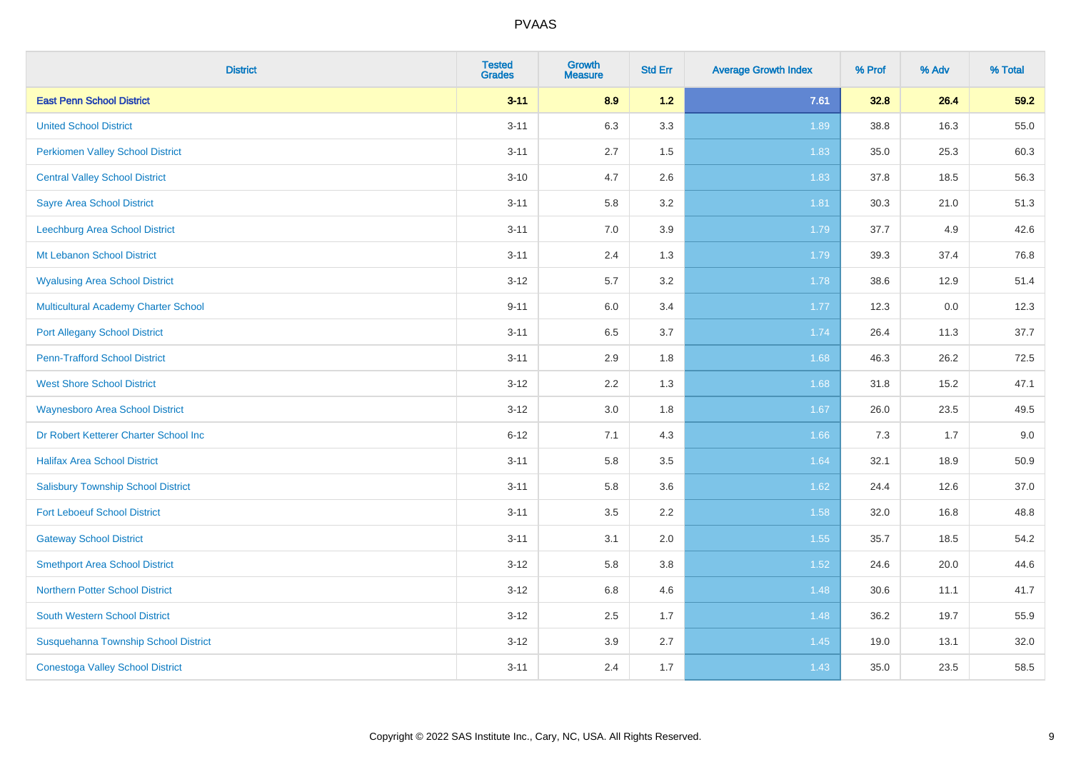# PVAAS

| District | Tested Grades | Growth Measure | Std Err | Average Growth Index | % Prof | % Adv | % Total |
|---|---|---|---|---|---|---|---|
| **East Penn School District** | **3-11** | **8.9** | **1.2** | **7.61** | **32.8** | **26.4** | **59.2** |
| United School District | 3-11 | 6.3 | 3.3 | 1.89 | 38.8 | 16.3 | 55.0 |
| Perkiomen Valley School District | 3-11 | 2.7 | 1.5 | 1.83 | 35.0 | 25.3 | 60.3 |
| Central Valley School District | 3-10 | 4.7 | 2.6 | 1.83 | 37.8 | 18.5 | 56.3 |
| Sayre Area School District | 3-11 | 5.8 | 3.2 | 1.81 | 30.3 | 21.0 | 51.3 |
| Leechburg Area School District | 3-11 | 7.0 | 3.9 | 1.79 | 37.7 | 4.9 | 42.6 |
| Mt Lebanon School District | 3-11 | 2.4 | 1.3 | 1.79 | 39.3 | 37.4 | 76.8 |
| Wyalusing Area School District | 3-12 | 5.7 | 3.2 | 1.78 | 38.6 | 12.9 | 51.4 |
| Multicultural Academy Charter School | 9-11 | 6.0 | 3.4 | 1.77 | 12.3 | 0.0 | 12.3 |
| Port Allegany School District | 3-11 | 6.5 | 3.7 | 1.74 | 26.4 | 11.3 | 37.7 |
| Penn-Trafford School District | 3-11 | 2.9 | 1.8 | 1.68 | 46.3 | 26.2 | 72.5 |
| West Shore School District | 3-12 | 2.2 | 1.3 | 1.68 | 31.8 | 15.2 | 47.1 |
| Waynesboro Area School District | 3-12 | 3.0 | 1.8 | 1.67 | 26.0 | 23.5 | 49.5 |
| Dr Robert Ketterer Charter School Inc | 6-12 | 7.1 | 4.3 | 1.66 | 7.3 | 1.7 | 9.0 |
| Halifax Area School District | 3-11 | 5.8 | 3.5 | 1.64 | 32.1 | 18.9 | 50.9 |
| Salisbury Township School District | 3-11 | 5.8 | 3.6 | 1.62 | 24.4 | 12.6 | 37.0 |
| Fort Leboeuf School District | 3-11 | 3.5 | 2.2 | 1.58 | 32.0 | 16.8 | 48.8 |
| Gateway School District | 3-11 | 3.1 | 2.0 | 1.55 | 35.7 | 18.5 | 54.2 |
| Smethport Area School District | 3-12 | 5.8 | 3.8 | 1.52 | 24.6 | 20.0 | 44.6 |
| Northern Potter School District | 3-12 | 6.8 | 4.6 | 1.48 | 30.6 | 11.1 | 41.7 |
| South Western School District | 3-12 | 2.5 | 1.7 | 1.48 | 36.2 | 19.7 | 55.9 |
| Susquehanna Township School District | 3-12 | 3.9 | 2.7 | 1.45 | 19.0 | 13.1 | 32.0 |
| Conestoga Valley School District | 3-11 | 2.4 | 1.7 | 1.43 | 35.0 | 23.5 | 58.5 |

Copyright © 2022 SAS Institute Inc., Cary, NC, USA. All Rights Reserved.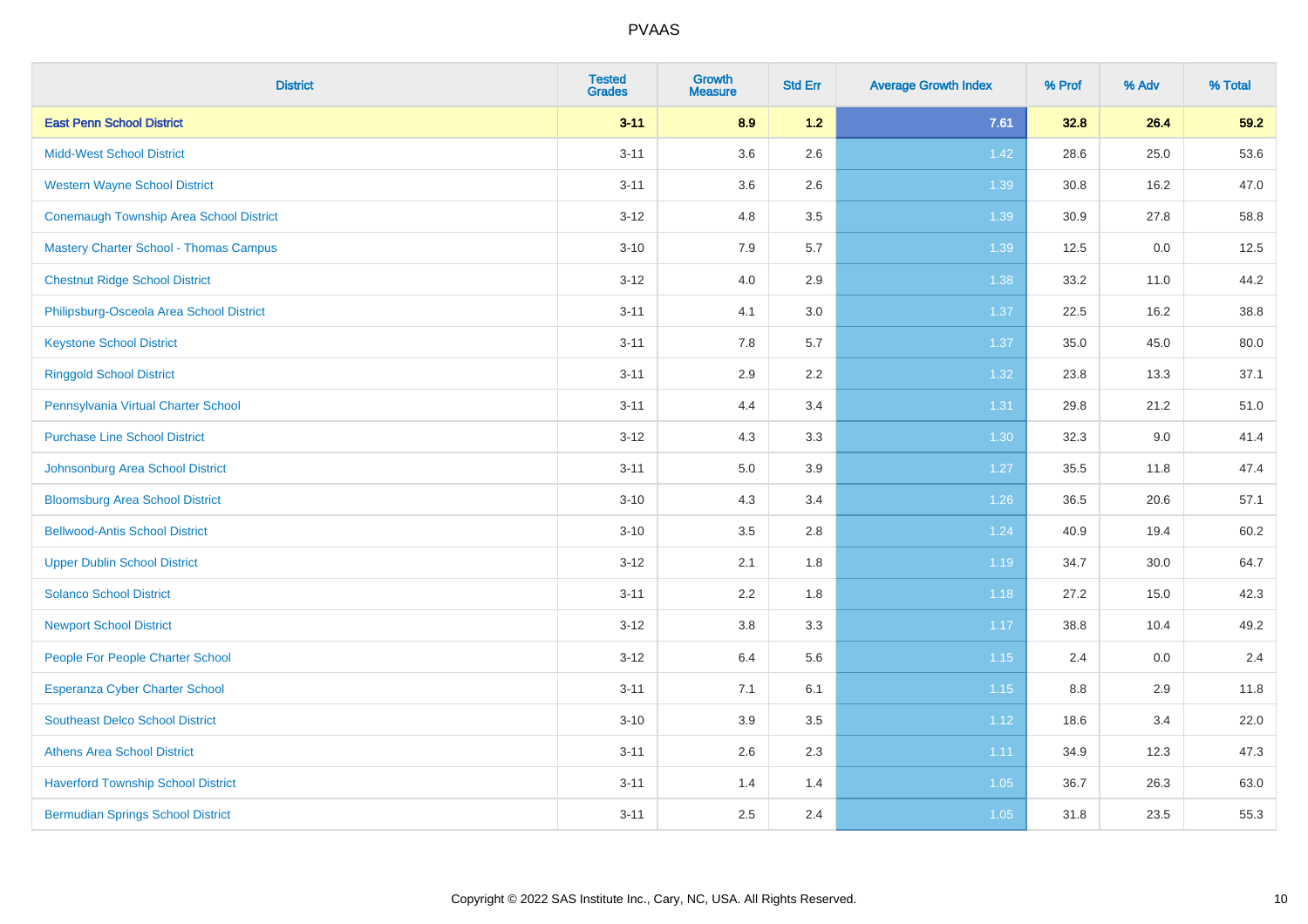| District | Tested Grades | Growth Measure | Std Err | Average Growth Index | % Prof | % Adv | % Total |
|---|---|---|---|---|---|---|---|
| **East Penn School District** | **3-11** | **8.9** | **1.2** | **7.61** | **32.8** | **26.4** | **59.2** |
| Midd-West School District | 3-11 | 3.6 | 2.6 | 1.42 | 28.6 | 25.0 | 53.6 |
| Western Wayne School District | 3-11 | 3.6 | 2.6 | 1.39 | 30.8 | 16.2 | 47.0 |
| Conemaugh Township Area School District | 3-12 | 4.8 | 3.5 | 1.39 | 30.9 | 27.8 | 58.8 |
| Mastery Charter School - Thomas Campus | 3-10 | 7.9 | 5.7 | 1.39 | 12.5 | 0.0 | 12.5 |
| Chestnut Ridge School District | 3-12 | 4.0 | 2.9 | 1.38 | 33.2 | 11.0 | 44.2 |
| Philipsburg-Osceola Area School District | 3-11 | 4.1 | 3.0 | 1.37 | 22.5 | 16.2 | 38.8 |
| Keystone School District | 3-11 | 7.8 | 5.7 | 1.37 | 35.0 | 45.0 | 80.0 |
| Ringgold School District | 3-11 | 2.9 | 2.2 | 1.32 | 23.8 | 13.3 | 37.1 |
| Pennsylvania Virtual Charter School | 3-11 | 4.4 | 3.4 | 1.31 | 29.8 | 21.2 | 51.0 |
| Purchase Line School District | 3-12 | 4.3 | 3.3 | 1.30 | 32.3 | 9.0 | 41.4 |
| Johnsonburg Area School District | 3-11 | 5.0 | 3.9 | 1.27 | 35.5 | 11.8 | 47.4 |
| Bloomsburg Area School District | 3-10 | 4.3 | 3.4 | 1.26 | 36.5 | 20.6 | 57.1 |
| Bellwood-Antis School District | 3-10 | 3.5 | 2.8 | 1.24 | 40.9 | 19.4 | 60.2 |
| Upper Dublin School District | 3-12 | 2.1 | 1.8 | 1.19 | 34.7 | 30.0 | 64.7 |
| Solanco School District | 3-11 | 2.2 | 1.8 | 1.18 | 27.2 | 15.0 | 42.3 |
| Newport School District | 3-12 | 3.8 | 3.3 | 1.17 | 38.8 | 10.4 | 49.2 |
| People For People Charter School | 3-12 | 6.4 | 5.6 | 1.15 | 2.4 | 0.0 | 2.4 |
| Esperanza Cyber Charter School | 3-11 | 7.1 | 6.1 | 1.15 | 8.8 | 2.9 | 11.8 |
| Southeast Delco School District | 3-10 | 3.9 | 3.5 | 1.12 | 18.6 | 3.4 | 22.0 |
| Athens Area School District | 3-11 | 2.6 | 2.3 | 1.11 | 34.9 | 12.3 | 47.3 |
| Haverford Township School District | 3-11 | 1.4 | 1.4 | 1.05 | 36.7 | 26.3 | 63.0 |
| Bermudian Springs School District | 3-11 | 2.5 | 2.4 | 1.05 | 31.8 | 23.5 | 55.3 |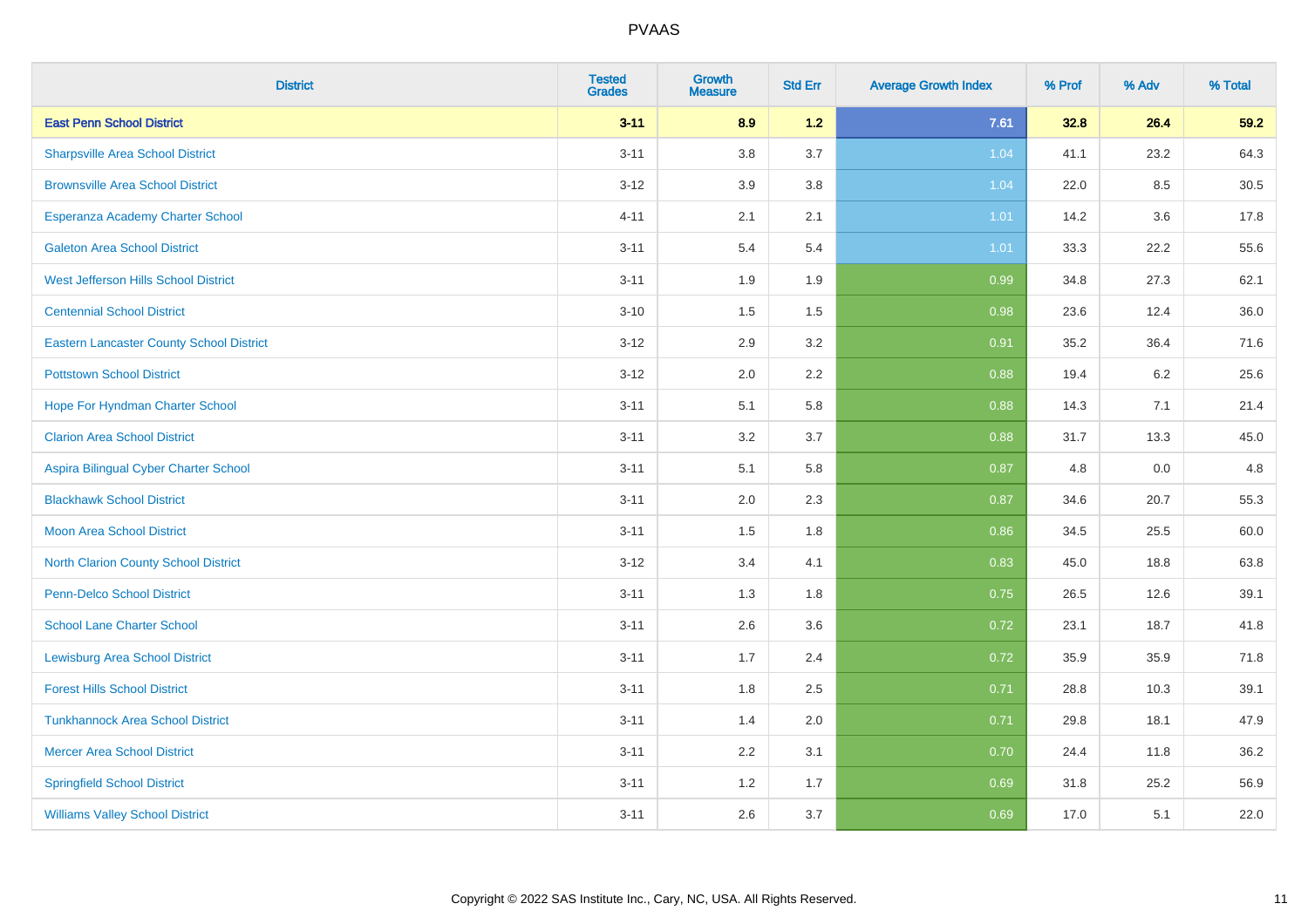# PVAAS

| District | Tested Grades | Growth Measure | Std Err | Average Growth Index | % Prof | % Adv | % Total |
|---|---|---|---|---|---|---|---|
| **East Penn School District** | **3-11** | **8.9** | **1.2** | **7.61** | **32.8** | **26.4** | **59.2** |
| Sharpsville Area School District | 3-11 | 3.8 | 3.7 | 1.04 | 41.1 | 23.2 | 64.3 |
| Brownsville Area School District | 3-12 | 3.9 | 3.8 | 1.04 | 22.0 | 8.5 | 30.5 |
| Esperanza Academy Charter School | 4-11 | 2.1 | 2.1 | 1.01 | 14.2 | 3.6 | 17.8 |
| Galeton Area School District | 3-11 | 5.4 | 5.4 | 1.01 | 33.3 | 22.2 | 55.6 |
| West Jefferson Hills School District | 3-11 | 1.9 | 1.9 | 0.99 | 34.8 | 27.3 | 62.1 |
| Centennial School District | 3-10 | 1.5 | 1.5 | 0.98 | 23.6 | 12.4 | 36.0 |
| Eastern Lancaster County School District | 3-12 | 2.9 | 3.2 | 0.91 | 35.2 | 36.4 | 71.6 |
| Pottstown School District | 3-12 | 2.0 | 2.2 | 0.88 | 19.4 | 6.2 | 25.6 |
| Hope For Hyndman Charter School | 3-11 | 5.1 | 5.8 | 0.88 | 14.3 | 7.1 | 21.4 |
| Clarion Area School District | 3-11 | 3.2 | 3.7 | 0.88 | 31.7 | 13.3 | 45.0 |
| Aspira Bilingual Cyber Charter School | 3-11 | 5.1 | 5.8 | 0.87 | 4.8 | 0.0 | 4.8 |
| Blackhawk School District | 3-11 | 2.0 | 2.3 | 0.87 | 34.6 | 20.7 | 55.3 |
| Moon Area School District | 3-11 | 1.5 | 1.8 | 0.86 | 34.5 | 25.5 | 60.0 |
| North Clarion County School District | 3-12 | 3.4 | 4.1 | 0.83 | 45.0 | 18.8 | 63.8 |
| Penn-Delco School District | 3-11 | 1.3 | 1.8 | 0.75 | 26.5 | 12.6 | 39.1 |
| School Lane Charter School | 3-11 | 2.6 | 3.6 | 0.72 | 23.1 | 18.7 | 41.8 |
| Lewisburg Area School District | 3-11 | 1.7 | 2.4 | 0.72 | 35.9 | 35.9 | 71.8 |
| Forest Hills School District | 3-11 | 1.8 | 2.5 | 0.71 | 28.8 | 10.3 | 39.1 |
| Tunkhannock Area School District | 3-11 | 1.4 | 2.0 | 0.71 | 29.8 | 18.1 | 47.9 |
| Mercer Area School District | 3-11 | 2.2 | 3.1 | 0.70 | 24.4 | 11.8 | 36.2 |
| Springfield School District | 3-11 | 1.2 | 1.7 | 0.69 | 31.8 | 25.2 | 56.9 |
| Williams Valley School District | 3-11 | 2.6 | 3.7 | 0.69 | 17.0 | 5.1 | 22.0 |

Copyright © 2022 SAS Institute Inc., Cary, NC, USA. All Rights Reserved.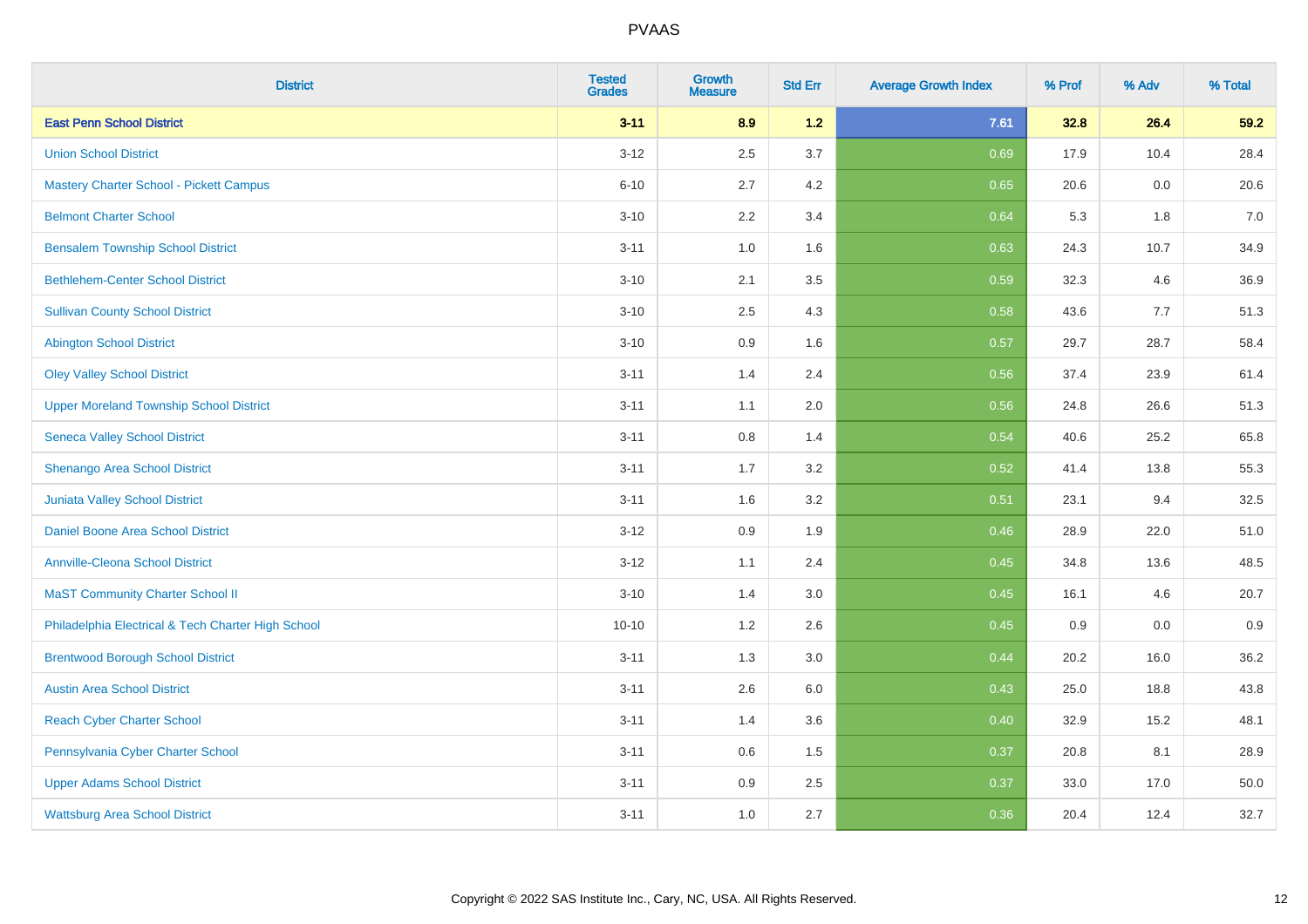| District | Tested Grades | Growth Measure | Std Err | Average Growth Index | % Prof | % Adv | % Total |
|---|---|---|---|---|---|---|---|
| **East Penn School District** | **3-11** | **8.9** | **1.2** | **7.61** | **32.8** | **26.4** | **59.2** |
| Union School District | 3-12 | 2.5 | 3.7 | 0.69 | 17.9 | 10.4 | 28.4 |
| Mastery Charter School - Pickett Campus | 6-10 | 2.7 | 4.2 | 0.65 | 20.6 | 0.0 | 20.6 |
| Belmont Charter School | 3-10 | 2.2 | 3.4 | 0.64 | 5.3 | 1.8 | 7.0 |
| Bensalem Township School District | 3-11 | 1.0 | 1.6 | 0.63 | 24.3 | 10.7 | 34.9 |
| Bethlehem-Center School District | 3-10 | 2.1 | 3.5 | 0.59 | 32.3 | 4.6 | 36.9 |
| Sullivan County School District | 3-10 | 2.5 | 4.3 | 0.58 | 43.6 | 7.7 | 51.3 |
| Abington School District | 3-10 | 0.9 | 1.6 | 0.57 | 29.7 | 28.7 | 58.4 |
| Oley Valley School District | 3-11 | 1.4 | 2.4 | 0.56 | 37.4 | 23.9 | 61.4 |
| Upper Moreland Township School District | 3-11 | 1.1 | 2.0 | 0.56 | 24.8 | 26.6 | 51.3 |
| Seneca Valley School District | 3-11 | 0.8 | 1.4 | 0.54 | 40.6 | 25.2 | 65.8 |
| Shenango Area School District | 3-11 | 1.7 | 3.2 | 0.52 | 41.4 | 13.8 | 55.3 |
| Juniata Valley School District | 3-11 | 1.6 | 3.2 | 0.51 | 23.1 | 9.4 | 32.5 |
| Daniel Boone Area School District | 3-12 | 0.9 | 1.9 | 0.46 | 28.9 | 22.0 | 51.0 |
| Annville-Cleona School District | 3-12 | 1.1 | 2.4 | 0.45 | 34.8 | 13.6 | 48.5 |
| MaST Community Charter School II | 3-10 | 1.4 | 3.0 | 0.45 | 16.1 | 4.6 | 20.7 |
| Philadelphia Electrical & Tech Charter High School | 10-10 | 1.2 | 2.6 | 0.45 | 0.9 | 0.0 | 0.9 |
| Brentwood Borough School District | 3-11 | 1.3 | 3.0 | 0.44 | 20.2 | 16.0 | 36.2 |
| Austin Area School District | 3-11 | 2.6 | 6.0 | 0.43 | 25.0 | 18.8 | 43.8 |
| Reach Cyber Charter School | 3-11 | 1.4 | 3.6 | 0.40 | 32.9 | 15.2 | 48.1 |
| Pennsylvania Cyber Charter School | 3-11 | 0.6 | 1.5 | 0.37 | 20.8 | 8.1 | 28.9 |
| Upper Adams School District | 3-11 | 0.9 | 2.5 | 0.37 | 33.0 | 17.0 | 50.0 |
| Wattsburg Area School District | 3-11 | 1.0 | 2.7 | 0.36 | 20.4 | 12.4 | 32.7 |

Copyright © 2022 SAS Institute Inc., Cary, NC, USA. All Rights Reserved.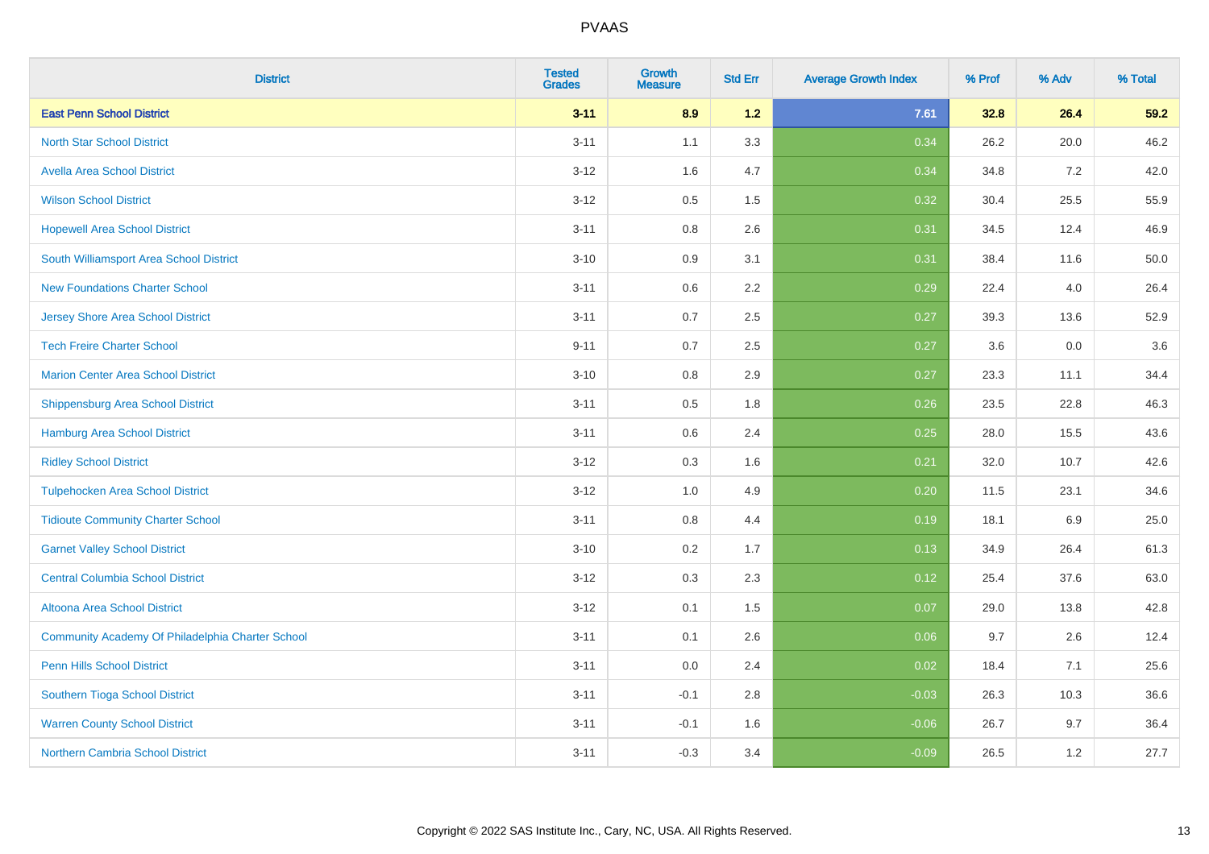PVAAS

| District | Tested Grades | Growth Measure | Std Err | Average Growth Index | % Prof | % Adv | % Total |
|---|---|---|---|---|---|---|---|
| **East Penn School District** | **3-11** | **8.9** | **1.2** | **7.61** | **32.8** | **26.4** | **59.2** |
| North Star School District | 3-11 | 1.1 | 3.3 | 0.34 | 26.2 | 20.0 | 46.2 |
| Avella Area School District | 3-12 | 1.6 | 4.7 | 0.34 | 34.8 | 7.2 | 42.0 |
| Wilson School District | 3-12 | 0.5 | 1.5 | 0.32 | 30.4 | 25.5 | 55.9 |
| Hopewell Area School District | 3-11 | 0.8 | 2.6 | 0.31 | 34.5 | 12.4 | 46.9 |
| South Williamsport Area School District | 3-10 | 0.9 | 3.1 | 0.31 | 38.4 | 11.6 | 50.0 |
| New Foundations Charter School | 3-11 | 0.6 | 2.2 | 0.29 | 22.4 | 4.0 | 26.4 |
| Jersey Shore Area School District | 3-11 | 0.7 | 2.5 | 0.27 | 39.3 | 13.6 | 52.9 |
| Tech Freire Charter School | 9-11 | 0.7 | 2.5 | 0.27 | 3.6 | 0.0 | 3.6 |
| Marion Center Area School District | 3-10 | 0.8 | 2.9 | 0.27 | 23.3 | 11.1 | 34.4 |
| Shippensburg Area School District | 3-11 | 0.5 | 1.8 | 0.26 | 23.5 | 22.8 | 46.3 |
| Hamburg Area School District | 3-11 | 0.6 | 2.4 | 0.25 | 28.0 | 15.5 | 43.6 |
| Ridley School District | 3-12 | 0.3 | 1.6 | 0.21 | 32.0 | 10.7 | 42.6 |
| Tulpehocken Area School District | 3-12 | 1.0 | 4.9 | 0.20 | 11.5 | 23.1 | 34.6 |
| Tidioute Community Charter School | 3-11 | 0.8 | 4.4 | 0.19 | 18.1 | 6.9 | 25.0 |
| Garnet Valley School District | 3-10 | 0.2 | 1.7 | 0.13 | 34.9 | 26.4 | 61.3 |
| Central Columbia School District | 3-12 | 0.3 | 2.3 | 0.12 | 25.4 | 37.6 | 63.0 |
| Altoona Area School District | 3-12 | 0.1 | 1.5 | 0.07 | 29.0 | 13.8 | 42.8 |
| Community Academy Of Philadelphia Charter School | 3-11 | 0.1 | 2.6 | 0.06 | 9.7 | 2.6 | 12.4 |
| Penn Hills School District | 3-11 | 0.0 | 2.4 | 0.02 | 18.4 | 7.1 | 25.6 |
| Southern Tioga School District | 3-11 | -0.1 | 2.8 | -0.03 | 26.3 | 10.3 | 36.6 |
| Warren County School District | 3-11 | -0.1 | 1.6 | -0.06 | 26.7 | 9.7 | 36.4 |
| Northern Cambria School District | 3-11 | -0.3 | 3.4 | -0.09 | 26.5 | 1.2 | 27.7 |

Copyright © 2022 SAS Institute Inc., Cary, NC, USA. All Rights Reserved.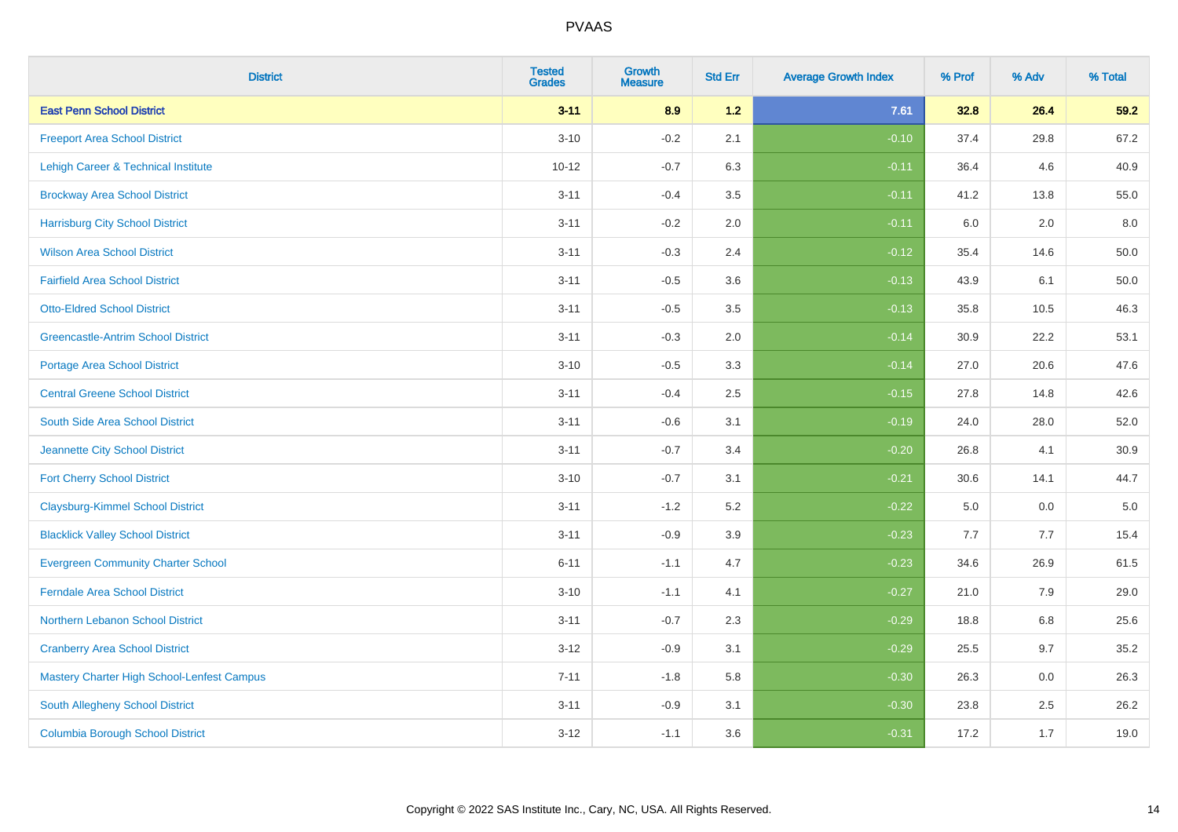| District | Tested Grades | Growth Measure | Std Err | Average Growth Index | % Prof | % Adv | % Total |
|---|---|---|---|---|---|---|---|
| **East Penn School District** | **3-11** | **8.9** | **1.2** | **7.61** | **32.8** | **26.4** | **59.2** |
| Freeport Area School District | 3-10 | -0.2 | 2.1 | -0.10 | 37.4 | 29.8 | 67.2 |
| Lehigh Career & Technical Institute | 10-12 | -0.7 | 6.3 | -0.11 | 36.4 | 4.6 | 40.9 |
| Brockway Area School District | 3-11 | -0.4 | 3.5 | -0.11 | 41.2 | 13.8 | 55.0 |
| Harrisburg City School District | 3-11 | -0.2 | 2.0 | -0.11 | 6.0 | 2.0 | 8.0 |
| Wilson Area School District | 3-11 | -0.3 | 2.4 | -0.12 | 35.4 | 14.6 | 50.0 |
| Fairfield Area School District | 3-11 | -0.5 | 3.6 | -0.13 | 43.9 | 6.1 | 50.0 |
| Otto-Eldred School District | 3-11 | -0.5 | 3.5 | -0.13 | 35.8 | 10.5 | 46.3 |
| Greencastle-Antrim School District | 3-11 | -0.3 | 2.0 | -0.14 | 30.9 | 22.2 | 53.1 |
| Portage Area School District | 3-10 | -0.5 | 3.3 | -0.14 | 27.0 | 20.6 | 47.6 |
| Central Greene School District | 3-11 | -0.4 | 2.5 | -0.15 | 27.8 | 14.8 | 42.6 |
| South Side Area School District | 3-11 | -0.6 | 3.1 | -0.19 | 24.0 | 28.0 | 52.0 |
| Jeannette City School District | 3-11 | -0.7 | 3.4 | -0.20 | 26.8 | 4.1 | 30.9 |
| Fort Cherry School District | 3-10 | -0.7 | 3.1 | -0.21 | 30.6 | 14.1 | 44.7 |
| Claysburg-Kimmel School District | 3-11 | -1.2 | 5.2 | -0.22 | 5.0 | 0.0 | 5.0 |
| Blacklick Valley School District | 3-11 | -0.9 | 3.9 | -0.23 | 7.7 | 7.7 | 15.4 |
| Evergreen Community Charter School | 6-11 | -1.1 | 4.7 | -0.23 | 34.6 | 26.9 | 61.5 |
| Ferndale Area School District | 3-10 | -1.1 | 4.1 | -0.27 | 21.0 | 7.9 | 29.0 |
| Northern Lebanon School District | 3-11 | -0.7 | 2.3 | -0.29 | 18.8 | 6.8 | 25.6 |
| Cranberry Area School District | 3-12 | -0.9 | 3.1 | -0.29 | 25.5 | 9.7 | 35.2 |
| Mastery Charter High School-Lenfest Campus | 7-11 | -1.8 | 5.8 | -0.30 | 26.3 | 0.0 | 26.3 |
| South Allegheny School District | 3-11 | -0.9 | 3.1 | -0.30 | 23.8 | 2.5 | 26.2 |
| Columbia Borough School District | 3-12 | -1.1 | 3.6 | -0.31 | 17.2 | 1.7 | 19.0 |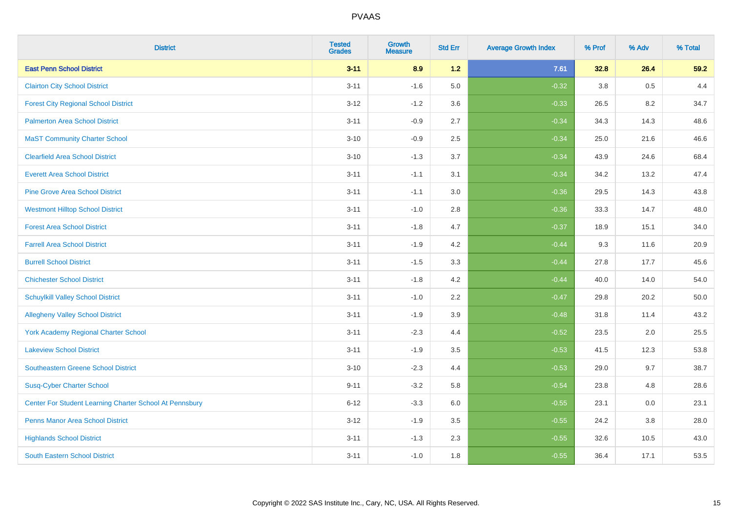# PVAAS

| District | Tested Grades | Growth Measure | Std Err | Average Growth Index | % Prof | % Adv | % Total |
|---|---|---|---|---|---|---|---|
| **East Penn School District** | **3-11** | **8.9** | **1.2** | **7.61** | **32.8** | **26.4** | **59.2** |
| Clairton City School District | 3-11 | -1.6 | 5.0 | -0.32 | 3.8 | 0.5 | 4.4 |
| Forest City Regional School District | 3-12 | -1.2 | 3.6 | -0.33 | 26.5 | 8.2 | 34.7 |
| Palmerton Area School District | 3-11 | -0.9 | 2.7 | -0.34 | 34.3 | 14.3 | 48.6 |
| MaST Community Charter School | 3-10 | -0.9 | 2.5 | -0.34 | 25.0 | 21.6 | 46.6 |
| Clearfield Area School District | 3-10 | -1.3 | 3.7 | -0.34 | 43.9 | 24.6 | 68.4 |
| Everett Area School District | 3-11 | -1.1 | 3.1 | -0.34 | 34.2 | 13.2 | 47.4 |
| Pine Grove Area School District | 3-11 | -1.1 | 3.0 | -0.36 | 29.5 | 14.3 | 43.8 |
| Westmont Hilltop School District | 3-11 | -1.0 | 2.8 | -0.36 | 33.3 | 14.7 | 48.0 |
| Forest Area School District | 3-11 | -1.8 | 4.7 | -0.37 | 18.9 | 15.1 | 34.0 |
| Farrell Area School District | 3-11 | -1.9 | 4.2 | -0.44 | 9.3 | 11.6 | 20.9 |
| Burrell School District | 3-11 | -1.5 | 3.3 | -0.44 | 27.8 | 17.7 | 45.6 |
| Chichester School District | 3-11 | -1.8 | 4.2 | -0.44 | 40.0 | 14.0 | 54.0 |
| Schuylkill Valley School District | 3-11 | -1.0 | 2.2 | -0.47 | 29.8 | 20.2 | 50.0 |
| Allegheny Valley School District | 3-11 | -1.9 | 3.9 | -0.48 | 31.8 | 11.4 | 43.2 |
| York Academy Regional Charter School | 3-11 | -2.3 | 4.4 | -0.52 | 23.5 | 2.0 | 25.5 |
| Lakeview School District | 3-11 | -1.9 | 3.5 | -0.53 | 41.5 | 12.3 | 53.8 |
| Southeastern Greene School District | 3-10 | -2.3 | 4.4 | -0.53 | 29.0 | 9.7 | 38.7 |
| Susq-Cyber Charter School | 9-11 | -3.2 | 5.8 | -0.54 | 23.8 | 4.8 | 28.6 |
| Center For Student Learning Charter School At Pennsbury | 6-12 | -3.3 | 6.0 | -0.55 | 23.1 | 0.0 | 23.1 |
| Penns Manor Area School District | 3-12 | -1.9 | 3.5 | -0.55 | 24.2 | 3.8 | 28.0 |
| Highlands School District | 3-11 | -1.3 | 2.3 | -0.55 | 32.6 | 10.5 | 43.0 |
| South Eastern School District | 3-11 | -1.0 | 1.8 | -0.55 | 36.4 | 17.1 | 53.5 |

Copyright © 2022 SAS Institute Inc., Cary, NC, USA. All Rights Reserved.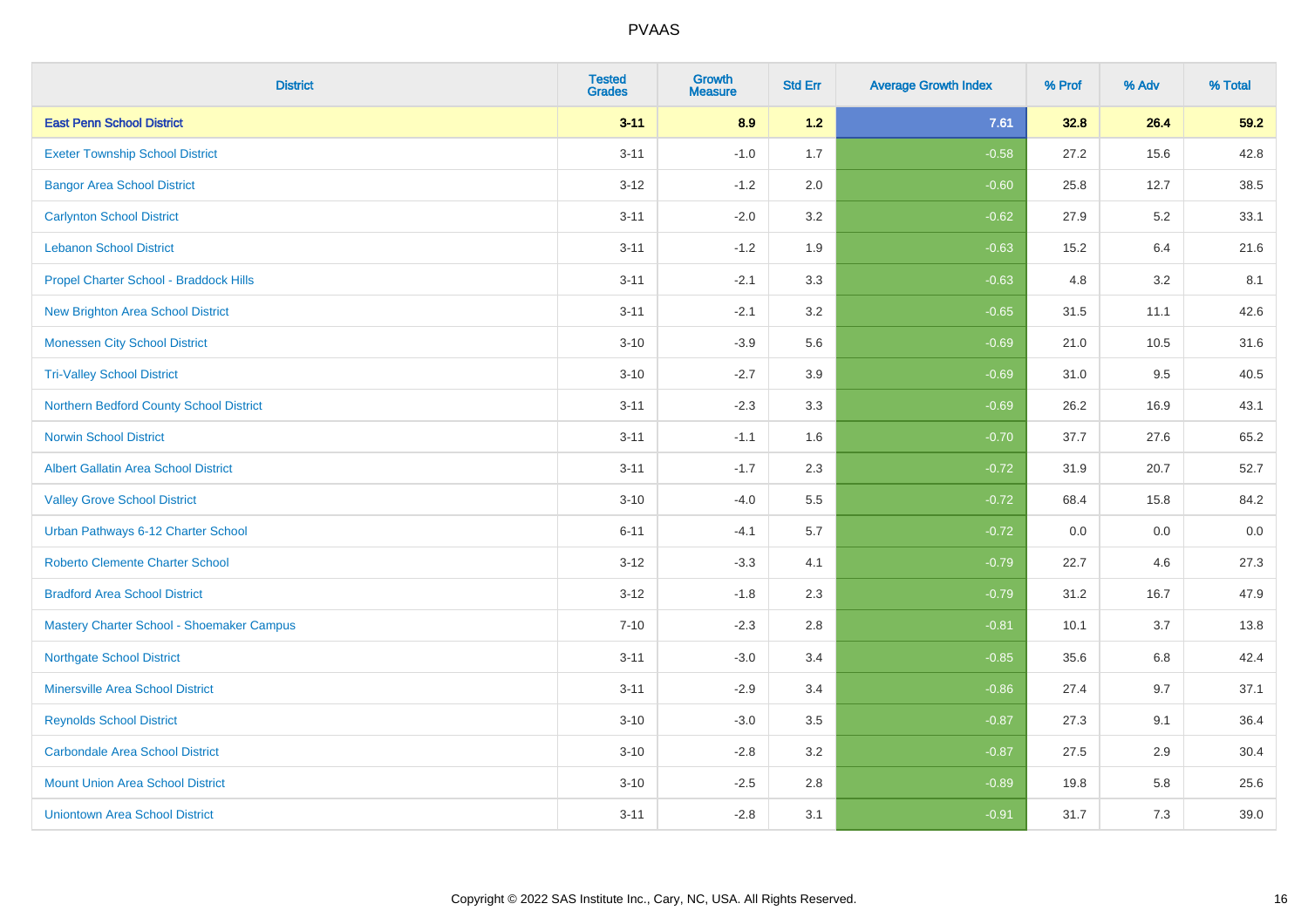| District | Tested Grades | Growth Measure | Std Err | Average Growth Index | % Prof | % Adv | % Total |
|---|---|---|---|---|---|---|---|
| **East Penn School District** | **3-11** | **8.9** | **1.2** | **7.61** | **32.8** | **26.4** | **59.2** |
| Exeter Township School District | 3-11 | -1.0 | 1.7 | -0.58 | 27.2 | 15.6 | 42.8 |
| Bangor Area School District | 3-12 | -1.2 | 2.0 | -0.60 | 25.8 | 12.7 | 38.5 |
| Carlynton School District | 3-11 | -2.0 | 3.2 | -0.62 | 27.9 | 5.2 | 33.1 |
| Lebanon School District | 3-11 | -1.2 | 1.9 | -0.63 | 15.2 | 6.4 | 21.6 |
| Propel Charter School - Braddock Hills | 3-11 | -2.1 | 3.3 | -0.63 | 4.8 | 3.2 | 8.1 |
| New Brighton Area School District | 3-11 | -2.1 | 3.2 | -0.65 | 31.5 | 11.1 | 42.6 |
| Monessen City School District | 3-10 | -3.9 | 5.6 | -0.69 | 21.0 | 10.5 | 31.6 |
| Tri-Valley School District | 3-10 | -2.7 | 3.9 | -0.69 | 31.0 | 9.5 | 40.5 |
| Northern Bedford County School District | 3-11 | -2.3 | 3.3 | -0.69 | 26.2 | 16.9 | 43.1 |
| Norwin School District | 3-11 | -1.1 | 1.6 | -0.70 | 37.7 | 27.6 | 65.2 |
| Albert Gallatin Area School District | 3-11 | -1.7 | 2.3 | -0.72 | 31.9 | 20.7 | 52.7 |
| Valley Grove School District | 3-10 | -4.0 | 5.5 | -0.72 | 68.4 | 15.8 | 84.2 |
| Urban Pathways 6-12 Charter School | 6-11 | -4.1 | 5.7 | -0.72 | 0.0 | 0.0 | 0.0 |
| Roberto Clemente Charter School | 3-12 | -3.3 | 4.1 | -0.79 | 22.7 | 4.6 | 27.3 |
| Bradford Area School District | 3-12 | -1.8 | 2.3 | -0.79 | 31.2 | 16.7 | 47.9 |
| Mastery Charter School - Shoemaker Campus | 7-10 | -2.3 | 2.8 | -0.81 | 10.1 | 3.7 | 13.8 |
| Northgate School District | 3-11 | -3.0 | 3.4 | -0.85 | 35.6 | 6.8 | 42.4 |
| Minersville Area School District | 3-11 | -2.9 | 3.4 | -0.86 | 27.4 | 9.7 | 37.1 |
| Reynolds School District | 3-10 | -3.0 | 3.5 | -0.87 | 27.3 | 9.1 | 36.4 |
| Carbondale Area School District | 3-10 | -2.8 | 3.2 | -0.87 | 27.5 | 2.9 | 30.4 |
| Mount Union Area School District | 3-10 | -2.5 | 2.8 | -0.89 | 19.8 | 5.8 | 25.6 |
| Uniontown Area School District | 3-11 | -2.8 | 3.1 | -0.91 | 31.7 | 7.3 | 39.0 |

Copyright © 2022 SAS Institute Inc., Cary, NC, USA. All Rights Reserved.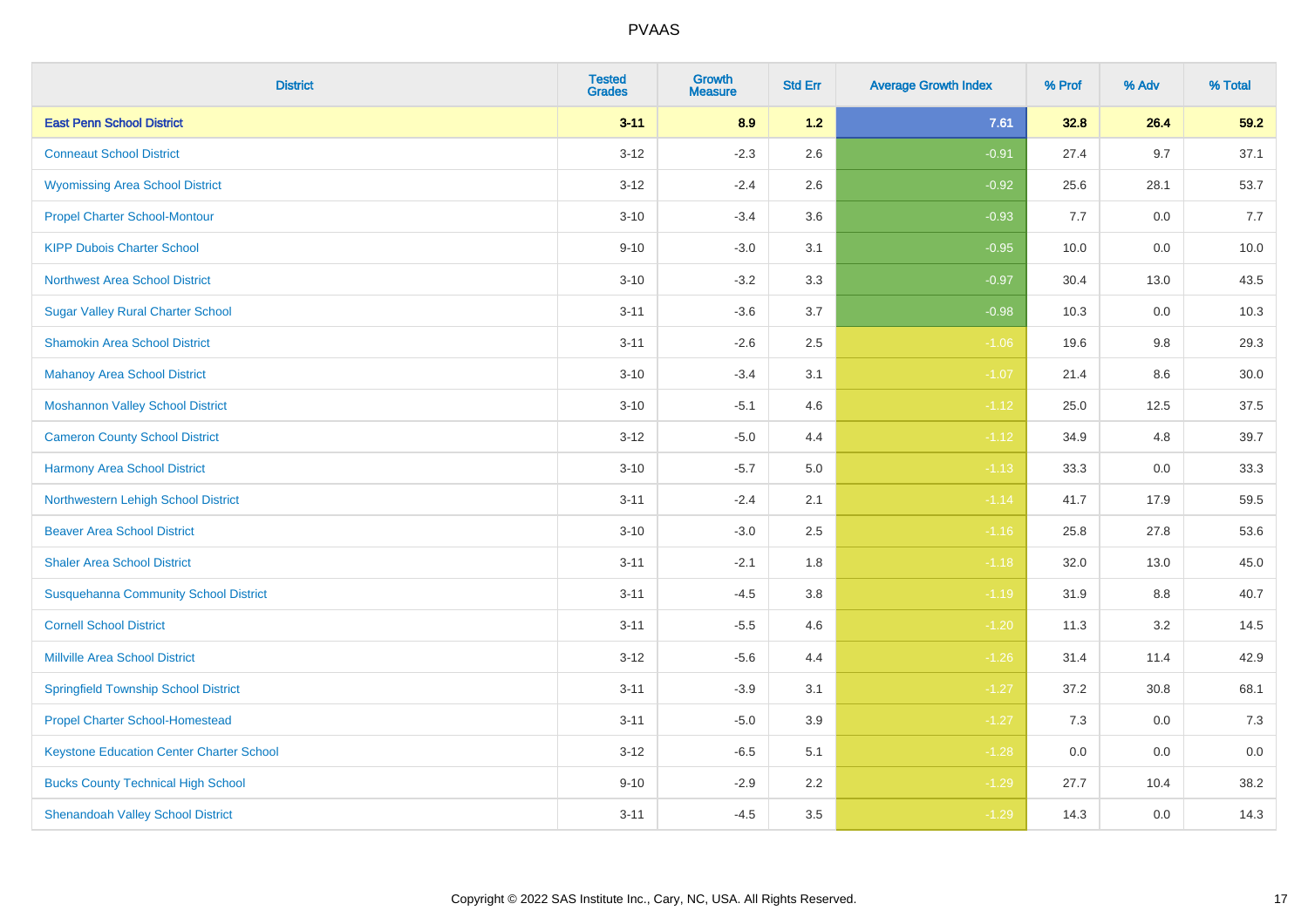| District | Tested Grades | Growth Measure | Std Err | Average Growth Index | % Prof | % Adv | % Total |
|---|---|---|---|---|---|---|---|
| **East Penn School District** | **3-11** | **8.9** | **1.2** | **7.61** | **32.8** | **26.4** | **59.2** |
| Conneaut School District | 3-12 | -2.3 | 2.6 | -0.91 | 27.4 | 9.7 | 37.1 |
| Wyomissing Area School District | 3-12 | -2.4 | 2.6 | -0.92 | 25.6 | 28.1 | 53.7 |
| Propel Charter School-Montour | 3-10 | -3.4 | 3.6 | -0.93 | 7.7 | 0.0 | 7.7 |
| KIPP Dubois Charter School | 9-10 | -3.0 | 3.1 | -0.95 | 10.0 | 0.0 | 10.0 |
| Northwest Area School District | 3-10 | -3.2 | 3.3 | -0.97 | 30.4 | 13.0 | 43.5 |
| Sugar Valley Rural Charter School | 3-11 | -3.6 | 3.7 | -0.98 | 10.3 | 0.0 | 10.3 |
| Shamokin Area School District | 3-11 | -2.6 | 2.5 | -1.06 | 19.6 | 9.8 | 29.3 |
| Mahanoy Area School District | 3-10 | -3.4 | 3.1 | -1.07 | 21.4 | 8.6 | 30.0 |
| Moshannon Valley School District | 3-10 | -5.1 | 4.6 | -1.12 | 25.0 | 12.5 | 37.5 |
| Cameron County School District | 3-12 | -5.0 | 4.4 | -1.12 | 34.9 | 4.8 | 39.7 |
| Harmony Area School District | 3-10 | -5.7 | 5.0 | -1.13 | 33.3 | 0.0 | 33.3 |
| Northwestern Lehigh School District | 3-11 | -2.4 | 2.1 | -1.14 | 41.7 | 17.9 | 59.5 |
| Beaver Area School District | 3-10 | -3.0 | 2.5 | -1.16 | 25.8 | 27.8 | 53.6 |
| Shaler Area School District | 3-11 | -2.1 | 1.8 | -1.18 | 32.0 | 13.0 | 45.0 |
| Susquehanna Community School District | 3-11 | -4.5 | 3.8 | -1.19 | 31.9 | 8.8 | 40.7 |
| Cornell School District | 3-11 | -5.5 | 4.6 | -1.20 | 11.3 | 3.2 | 14.5 |
| Millville Area School District | 3-12 | -5.6 | 4.4 | -1.26 | 31.4 | 11.4 | 42.9 |
| Springfield Township School District | 3-11 | -3.9 | 3.1 | -1.27 | 37.2 | 30.8 | 68.1 |
| Propel Charter School-Homestead | 3-11 | -5.0 | 3.9 | -1.27 | 7.3 | 0.0 | 7.3 |
| Keystone Education Center Charter School | 3-12 | -6.5 | 5.1 | -1.28 | 0.0 | 0.0 | 0.0 |
| Bucks County Technical High School | 9-10 | -2.9 | 2.2 | -1.29 | 27.7 | 10.4 | 38.2 |
| Shenandoah Valley School District | 3-11 | -4.5 | 3.5 | -1.29 | 14.3 | 0.0 | 14.3 |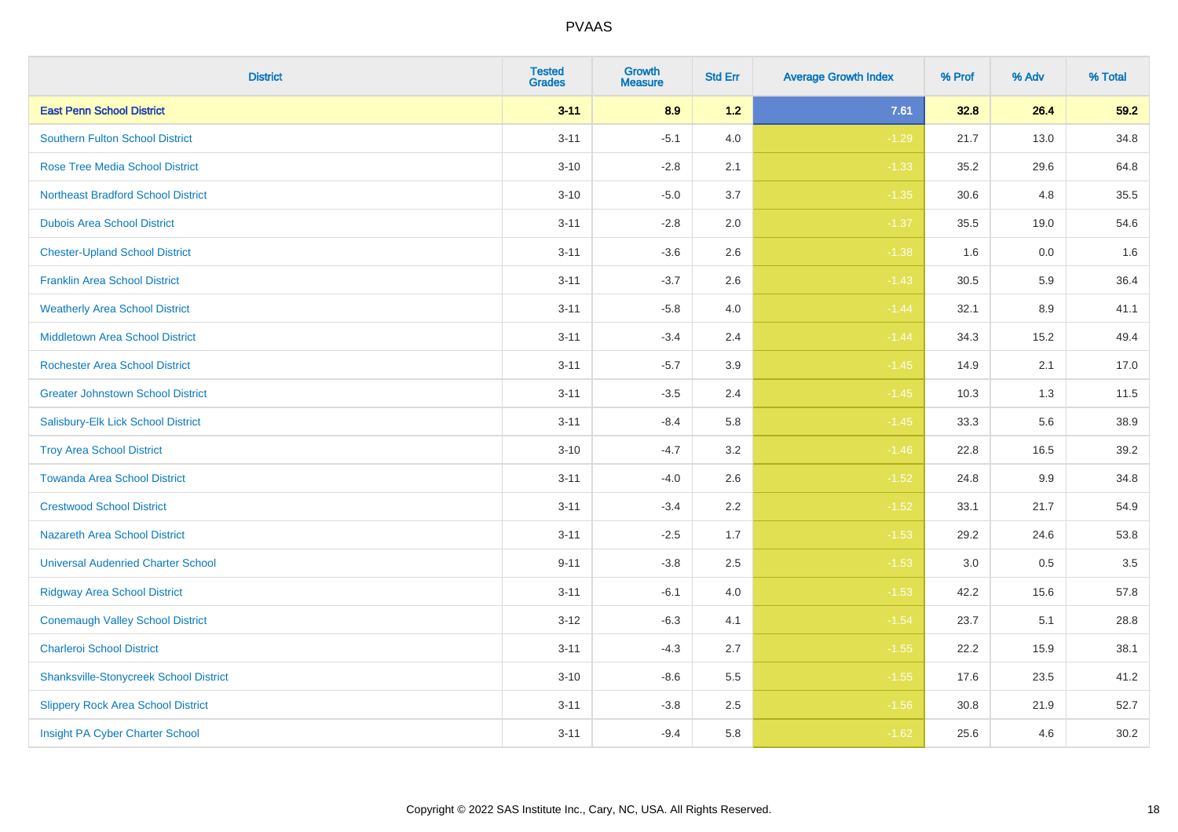| District | Tested Grades | Growth Measure | Std Err | Average Growth Index | % Prof | % Adv | % Total |
|---|---|---|---|---|---|---|---|
| **East Penn School District** | **3-11** | **8.9** | **1.2** | **7.61** | **32.8** | **26.4** | **59.2** |
| Southern Fulton School District | 3-11 | -5.1 | 4.0 | -1.29 | 21.7 | 13.0 | 34.8 |
| Rose Tree Media School District | 3-10 | -2.8 | 2.1 | -1.33 | 35.2 | 29.6 | 64.8 |
| Northeast Bradford School District | 3-10 | -5.0 | 3.7 | -1.35 | 30.6 | 4.8 | 35.5 |
| Dubois Area School District | 3-11 | -2.8 | 2.0 | -1.37 | 35.5 | 19.0 | 54.6 |
| Chester-Upland School District | 3-11 | -3.6 | 2.6 | -1.38 | 1.6 | 0.0 | 1.6 |
| Franklin Area School District | 3-11 | -3.7 | 2.6 | -1.43 | 30.5 | 5.9 | 36.4 |
| Weatherly Area School District | 3-11 | -5.8 | 4.0 | -1.44 | 32.1 | 8.9 | 41.1 |
| Middletown Area School District | 3-11 | -3.4 | 2.4 | -1.44 | 34.3 | 15.2 | 49.4 |
| Rochester Area School District | 3-11 | -5.7 | 3.9 | -1.45 | 14.9 | 2.1 | 17.0 |
| Greater Johnstown School District | 3-11 | -3.5 | 2.4 | -1.45 | 10.3 | 1.3 | 11.5 |
| Salisbury-Elk Lick School District | 3-11 | -8.4 | 5.8 | -1.45 | 33.3 | 5.6 | 38.9 |
| Troy Area School District | 3-10 | -4.7 | 3.2 | -1.46 | 22.8 | 16.5 | 39.2 |
| Towanda Area School District | 3-11 | -4.0 | 2.6 | -1.52 | 24.8 | 9.9 | 34.8 |
| Crestwood School District | 3-11 | -3.4 | 2.2 | -1.52 | 33.1 | 21.7 | 54.9 |
| Nazareth Area School District | 3-11 | -2.5 | 1.7 | -1.53 | 29.2 | 24.6 | 53.8 |
| Universal Audenried Charter School | 9-11 | -3.8 | 2.5 | -1.53 | 3.0 | 0.5 | 3.5 |
| Ridgway Area School District | 3-11 | -6.1 | 4.0 | -1.53 | 42.2 | 15.6 | 57.8 |
| Conemaugh Valley School District | 3-12 | -6.3 | 4.1 | -1.54 | 23.7 | 5.1 | 28.8 |
| Charleroi School District | 3-11 | -4.3 | 2.7 | -1.55 | 22.2 | 15.9 | 38.1 |
| Shanksville-Stonycreek School District | 3-10 | -8.6 | 5.5 | -1.55 | 17.6 | 23.5 | 41.2 |
| Slippery Rock Area School District | 3-11 | -3.8 | 2.5 | -1.56 | 30.8 | 21.9 | 52.7 |
| Insight PA Cyber Charter School | 3-11 | -9.4 | 5.8 | -1.62 | 25.6 | 4.6 | 30.2 |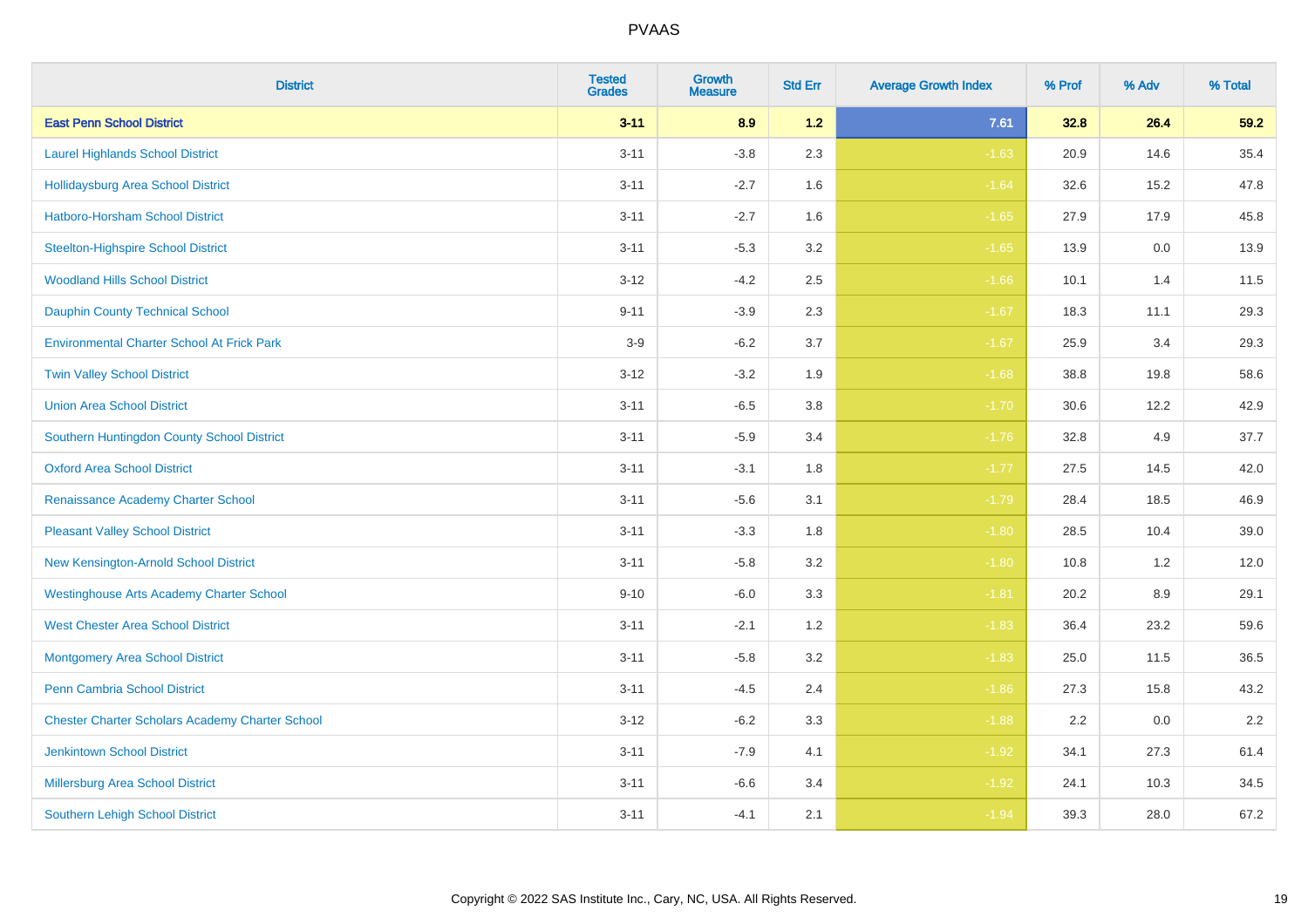# PVAAS

| District | Tested Grades | Growth Measure | Std Err | Average Growth Index | % Prof | % Adv | % Total |
|---|---|---|---|---|---|---|---|
| **East Penn School District** | **3-11** | **8.9** | **1.2** | **7.61** | **32.8** | **26.4** | **59.2** |
| Laurel Highlands School District | 3-11 | -3.8 | 2.3 | -1.63 | 20.9 | 14.6 | 35.4 |
| Hollidaysburg Area School District | 3-11 | -2.7 | 1.6 | -1.64 | 32.6 | 15.2 | 47.8 |
| Hatboro-Horsham School District | 3-11 | -2.7 | 1.6 | -1.65 | 27.9 | 17.9 | 45.8 |
| Steelton-Highspire School District | 3-11 | -5.3 | 3.2 | -1.65 | 13.9 | 0.0 | 13.9 |
| Woodland Hills School District | 3-12 | -4.2 | 2.5 | -1.66 | 10.1 | 1.4 | 11.5 |
| Dauphin County Technical School | 9-11 | -3.9 | 2.3 | -1.67 | 18.3 | 11.1 | 29.3 |
| Environmental Charter School At Frick Park | 3-9 | -6.2 | 3.7 | -1.67 | 25.9 | 3.4 | 29.3 |
| Twin Valley School District | 3-12 | -3.2 | 1.9 | -1.68 | 38.8 | 19.8 | 58.6 |
| Union Area School District | 3-11 | -6.5 | 3.8 | -1.70 | 30.6 | 12.2 | 42.9 |
| Southern Huntingdon County School District | 3-11 | -5.9 | 3.4 | -1.76 | 32.8 | 4.9 | 37.7 |
| Oxford Area School District | 3-11 | -3.1 | 1.8 | -1.77 | 27.5 | 14.5 | 42.0 |
| Renaissance Academy Charter School | 3-11 | -5.6 | 3.1 | -1.79 | 28.4 | 18.5 | 46.9 |
| Pleasant Valley School District | 3-11 | -3.3 | 1.8 | -1.80 | 28.5 | 10.4 | 39.0 |
| New Kensington-Arnold School District | 3-11 | -5.8 | 3.2 | -1.80 | 10.8 | 1.2 | 12.0 |
| Westinghouse Arts Academy Charter School | 9-10 | -6.0 | 3.3 | -1.81 | 20.2 | 8.9 | 29.1 |
| West Chester Area School District | 3-11 | -2.1 | 1.2 | -1.83 | 36.4 | 23.2 | 59.6 |
| Montgomery Area School District | 3-11 | -5.8 | 3.2 | -1.83 | 25.0 | 11.5 | 36.5 |
| Penn Cambria School District | 3-11 | -4.5 | 2.4 | -1.86 | 27.3 | 15.8 | 43.2 |
| Chester Charter Scholars Academy Charter School | 3-12 | -6.2 | 3.3 | -1.88 | 2.2 | 0.0 | 2.2 |
| Jenkintown School District | 3-11 | -7.9 | 4.1 | -1.92 | 34.1 | 27.3 | 61.4 |
| Millersburg Area School District | 3-11 | -6.6 | 3.4 | -1.92 | 24.1 | 10.3 | 34.5 |
| Southern Lehigh School District | 3-11 | -4.1 | 2.1 | -1.94 | 39.3 | 28.0 | 67.2 |

Copyright © 2022 SAS Institute Inc., Cary, NC, USA. All Rights Reserved.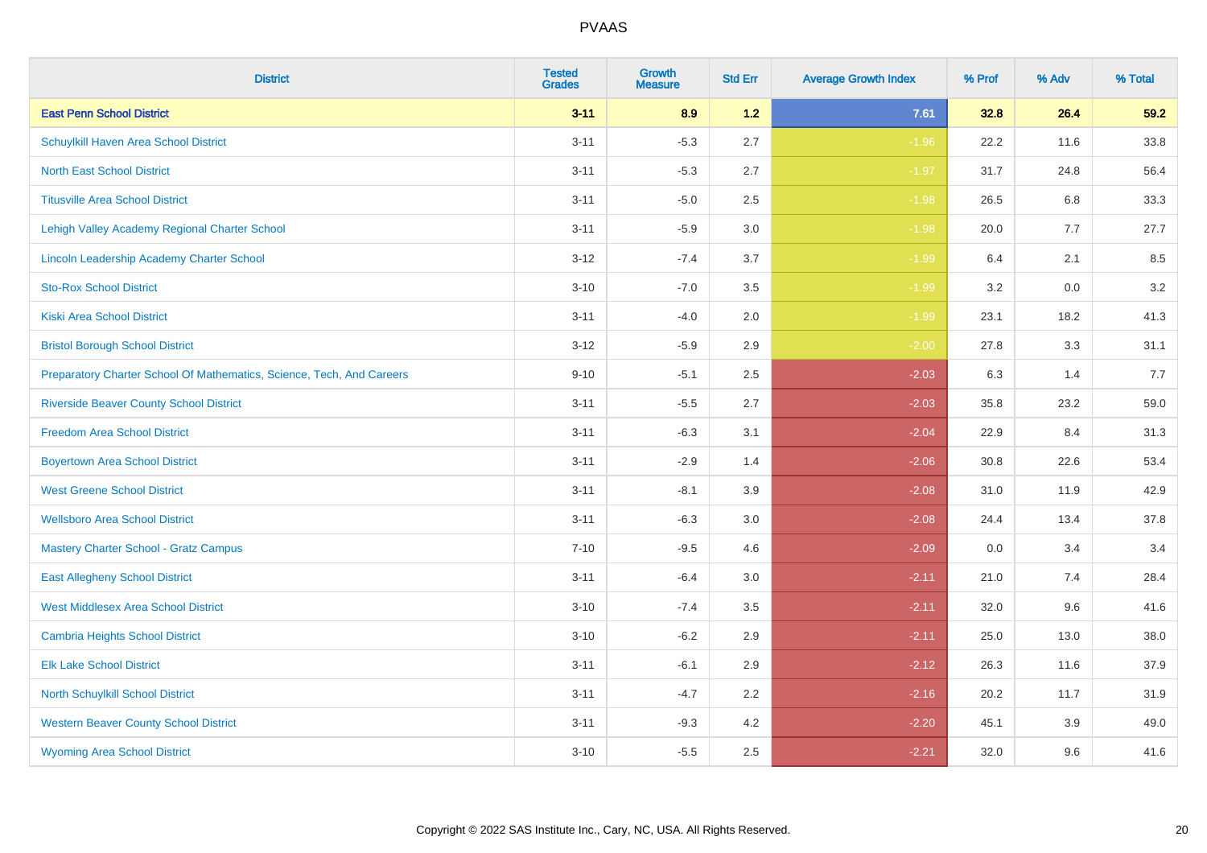| District | Tested Grades | Growth Measure | Std Err | Average Growth Index | % Prof | % Adv | % Total |
|---|---|---|---|---|---|---|---|
| **East Penn School District** | **3-11** | **8.9** | **1.2** | **7.61** | **32.8** | **26.4** | **59.2** |
| Schuylkill Haven Area School District | 3-11 | -5.3 | 2.7 | -1.96 | 22.2 | 11.6 | 33.8 |
| North East School District | 3-11 | -5.3 | 2.7 | -1.97 | 31.7 | 24.8 | 56.4 |
| Titusville Area School District | 3-11 | -5.0 | 2.5 | -1.98 | 26.5 | 6.8 | 33.3 |
| Lehigh Valley Academy Regional Charter School | 3-11 | -5.9 | 3.0 | -1.98 | 20.0 | 7.7 | 27.7 |
| Lincoln Leadership Academy Charter School | 3-12 | -7.4 | 3.7 | -1.99 | 6.4 | 2.1 | 8.5 |
| Sto-Rox School District | 3-10 | -7.0 | 3.5 | -1.99 | 3.2 | 0.0 | 3.2 |
| Kiski Area School District | 3-11 | -4.0 | 2.0 | -1.99 | 23.1 | 18.2 | 41.3 |
| Bristol Borough School District | 3-12 | -5.9 | 2.9 | -2.00 | 27.8 | 3.3 | 31.1 |
| Preparatory Charter School Of Mathematics, Science, Tech, And Careers | 9-10 | -5.1 | 2.5 | -2.03 | 6.3 | 1.4 | 7.7 |
| Riverside Beaver County School District | 3-11 | -5.5 | 2.7 | -2.03 | 35.8 | 23.2 | 59.0 |
| Freedom Area School District | 3-11 | -6.3 | 3.1 | -2.04 | 22.9 | 8.4 | 31.3 |
| Boyertown Area School District | 3-11 | -2.9 | 1.4 | -2.06 | 30.8 | 22.6 | 53.4 |
| West Greene School District | 3-11 | -8.1 | 3.9 | -2.08 | 31.0 | 11.9 | 42.9 |
| Wellsboro Area School District | 3-11 | -6.3 | 3.0 | -2.08 | 24.4 | 13.4 | 37.8 |
| Mastery Charter School - Gratz Campus | 7-10 | -9.5 | 4.6 | -2.09 | 0.0 | 3.4 | 3.4 |
| East Allegheny School District | 3-11 | -6.4 | 3.0 | -2.11 | 21.0 | 7.4 | 28.4 |
| West Middlesex Area School District | 3-10 | -7.4 | 3.5 | -2.11 | 32.0 | 9.6 | 41.6 |
| Cambria Heights School District | 3-10 | -6.2 | 2.9 | -2.11 | 25.0 | 13.0 | 38.0 |
| Elk Lake School District | 3-11 | -6.1 | 2.9 | -2.12 | 26.3 | 11.6 | 37.9 |
| North Schuylkill School District | 3-11 | -4.7 | 2.2 | -2.16 | 20.2 | 11.7 | 31.9 |
| Western Beaver County School District | 3-11 | -9.3 | 4.2 | -2.20 | 45.1 | 3.9 | 49.0 |
| Wyoming Area School District | 3-10 | -5.5 | 2.5 | -2.21 | 32.0 | 9.6 | 41.6 |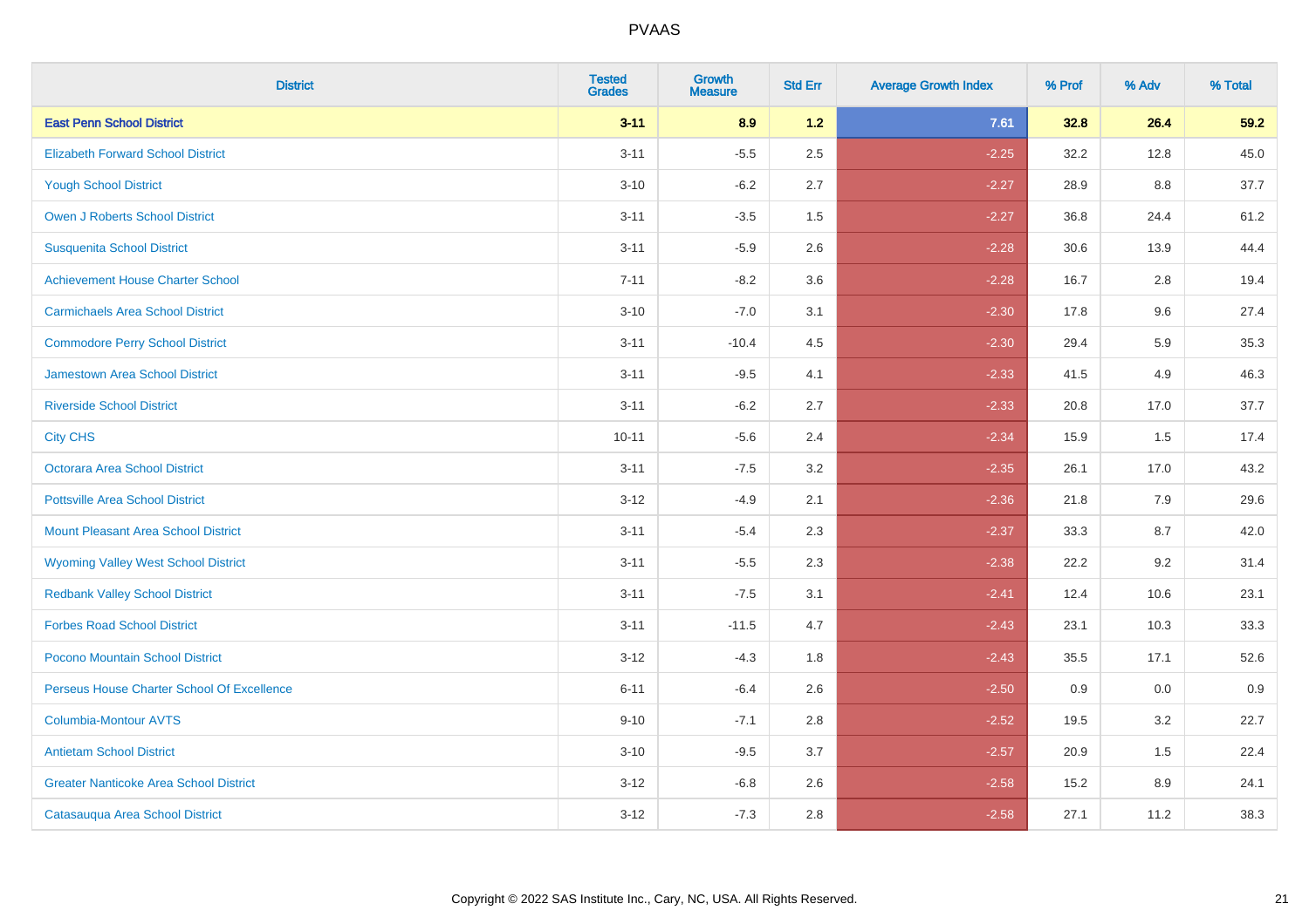| District | Tested Grades | Growth Measure | Std Err | Average Growth Index | % Prof | % Adv | % Total |
|---|---|---|---|---|---|---|---|
| **East Penn School District** | **3-11** | **8.9** | **1.2** | **7.61** | **32.8** | **26.4** | **59.2** |
| Elizabeth Forward School District | 3-11 | -5.5 | 2.5 | -2.25 | 32.2 | 12.8 | 45.0 |
| Yough School District | 3-10 | -6.2 | 2.7 | -2.27 | 28.9 | 8.8 | 37.7 |
| Owen J Roberts School District | 3-11 | -3.5 | 1.5 | -2.27 | 36.8 | 24.4 | 61.2 |
| Susquenita School District | 3-11 | -5.9 | 2.6 | -2.28 | 30.6 | 13.9 | 44.4 |
| Achievement House Charter School | 7-11 | -8.2 | 3.6 | -2.28 | 16.7 | 2.8 | 19.4 |
| Carmichaels Area School District | 3-10 | -7.0 | 3.1 | -2.30 | 17.8 | 9.6 | 27.4 |
| Commodore Perry School District | 3-11 | -10.4 | 4.5 | -2.30 | 29.4 | 5.9 | 35.3 |
| Jamestown Area School District | 3-11 | -9.5 | 4.1 | -2.33 | 41.5 | 4.9 | 46.3 |
| Riverside School District | 3-11 | -6.2 | 2.7 | -2.33 | 20.8 | 17.0 | 37.7 |
| City CHS | 10-11 | -5.6 | 2.4 | -2.34 | 15.9 | 1.5 | 17.4 |
| Octorara Area School District | 3-11 | -7.5 | 3.2 | -2.35 | 26.1 | 17.0 | 43.2 |
| Pottsville Area School District | 3-12 | -4.9 | 2.1 | -2.36 | 21.8 | 7.9 | 29.6 |
| Mount Pleasant Area School District | 3-11 | -5.4 | 2.3 | -2.37 | 33.3 | 8.7 | 42.0 |
| Wyoming Valley West School District | 3-11 | -5.5 | 2.3 | -2.38 | 22.2 | 9.2 | 31.4 |
| Redbank Valley School District | 3-11 | -7.5 | 3.1 | -2.41 | 12.4 | 10.6 | 23.1 |
| Forbes Road School District | 3-11 | -11.5 | 4.7 | -2.43 | 23.1 | 10.3 | 33.3 |
| Pocono Mountain School District | 3-12 | -4.3 | 1.8 | -2.43 | 35.5 | 17.1 | 52.6 |
| Perseus House Charter School Of Excellence | 6-11 | -6.4 | 2.6 | -2.50 | 0.9 | 0.0 | 0.9 |
| Columbia-Montour AVTS | 9-10 | -7.1 | 2.8 | -2.52 | 19.5 | 3.2 | 22.7 |
| Antietam School District | 3-10 | -9.5 | 3.7 | -2.57 | 20.9 | 1.5 | 22.4 |
| Greater Nanticoke Area School District | 3-12 | -6.8 | 2.6 | -2.58 | 15.2 | 8.9 | 24.1 |
| Catasauqua Area School District | 3-12 | -7.3 | 2.8 | -2.58 | 27.1 | 11.2 | 38.3 |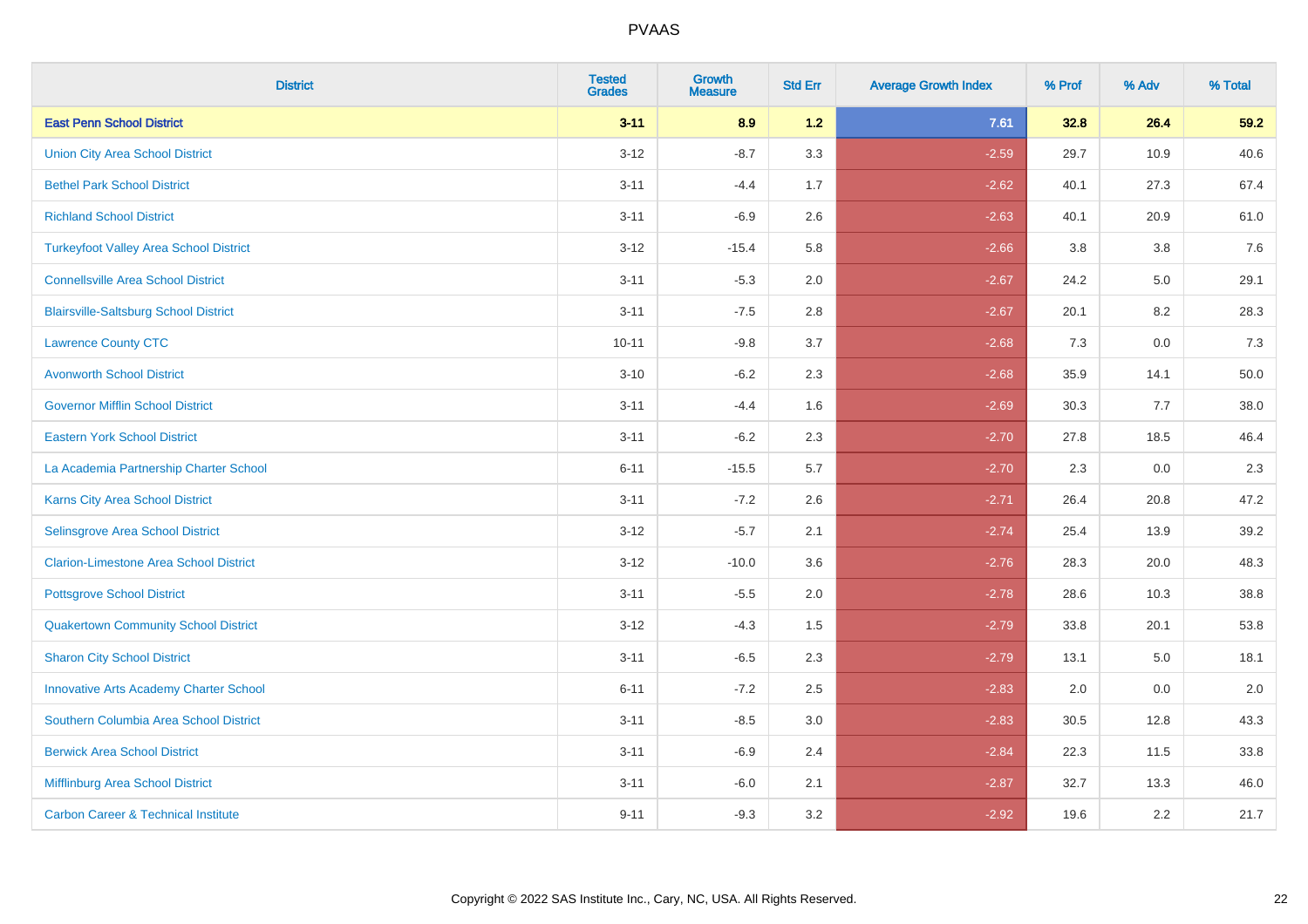# PVAAS

| District | Tested Grades | Growth Measure | Std Err | Average Growth Index | % Prof | % Adv | % Total |
|---|---|---|---|---|---|---|---|
| **East Penn School District** | **3-11** | **8.9** | **1.2** | **7.61** | **32.8** | **26.4** | **59.2** |
| Union City Area School District | 3-12 | -8.7 | 3.3 | -2.59 | 29.7 | 10.9 | 40.6 |
| Bethel Park School District | 3-11 | -4.4 | 1.7 | -2.62 | 40.1 | 27.3 | 67.4 |
| Richland School District | 3-11 | -6.9 | 2.6 | -2.63 | 40.1 | 20.9 | 61.0 |
| Turkeyfoot Valley Area School District | 3-12 | -15.4 | 5.8 | -2.66 | 3.8 | 3.8 | 7.6 |
| Connellsville Area School District | 3-11 | -5.3 | 2.0 | -2.67 | 24.2 | 5.0 | 29.1 |
| Blairsville-Saltsburg School District | 3-11 | -7.5 | 2.8 | -2.67 | 20.1 | 8.2 | 28.3 |
| Lawrence County CTC | 10-11 | -9.8 | 3.7 | -2.68 | 7.3 | 0.0 | 7.3 |
| Avonworth School District | 3-10 | -6.2 | 2.3 | -2.68 | 35.9 | 14.1 | 50.0 |
| Governor Mifflin School District | 3-11 | -4.4 | 1.6 | -2.69 | 30.3 | 7.7 | 38.0 |
| Eastern York School District | 3-11 | -6.2 | 2.3 | -2.70 | 27.8 | 18.5 | 46.4 |
| La Academia Partnership Charter School | 6-11 | -15.5 | 5.7 | -2.70 | 2.3 | 0.0 | 2.3 |
| Karns City Area School District | 3-11 | -7.2 | 2.6 | -2.71 | 26.4 | 20.8 | 47.2 |
| Selinsgrove Area School District | 3-12 | -5.7 | 2.1 | -2.74 | 25.4 | 13.9 | 39.2 |
| Clarion-Limestone Area School District | 3-12 | -10.0 | 3.6 | -2.76 | 28.3 | 20.0 | 48.3 |
| Pottsgrove School District | 3-11 | -5.5 | 2.0 | -2.78 | 28.6 | 10.3 | 38.8 |
| Quakertown Community School District | 3-12 | -4.3 | 1.5 | -2.79 | 33.8 | 20.1 | 53.8 |
| Sharon City School District | 3-11 | -6.5 | 2.3 | -2.79 | 13.1 | 5.0 | 18.1 |
| Innovative Arts Academy Charter School | 6-11 | -7.2 | 2.5 | -2.83 | 2.0 | 0.0 | 2.0 |
| Southern Columbia Area School District | 3-11 | -8.5 | 3.0 | -2.83 | 30.5 | 12.8 | 43.3 |
| Berwick Area School District | 3-11 | -6.9 | 2.4 | -2.84 | 22.3 | 11.5 | 33.8 |
| Mifflinburg Area School District | 3-11 | -6.0 | 2.1 | -2.87 | 32.7 | 13.3 | 46.0 |
| Carbon Career & Technical Institute | 9-11 | -9.3 | 3.2 | -2.92 | 19.6 | 2.2 | 21.7 |

Copyright © 2022 SAS Institute Inc., Cary, NC, USA. All Rights Reserved.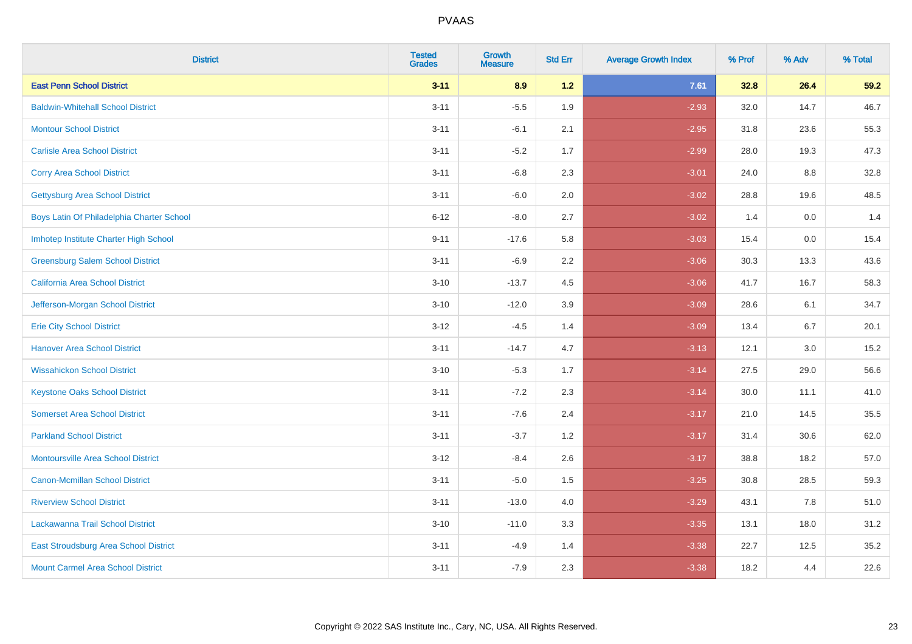| District | Tested Grades | Growth Measure | Std Err | Average Growth Index | % Prof | % Adv | % Total |
|---|---|---|---|---|---|---|---|
| **East Penn School District** | **3-11** | **8.9** | **1.2** | **7.61** | **32.8** | **26.4** | **59.2** |
| Baldwin-Whitehall School District | 3-11 | -5.5 | 1.9 | -2.93 | 32.0 | 14.7 | 46.7 |
| Montour School District | 3-11 | -6.1 | 2.1 | -2.95 | 31.8 | 23.6 | 55.3 |
| Carlisle Area School District | 3-11 | -5.2 | 1.7 | -2.99 | 28.0 | 19.3 | 47.3 |
| Corry Area School District | 3-11 | -6.8 | 2.3 | -3.01 | 24.0 | 8.8 | 32.8 |
| Gettysburg Area School District | 3-11 | -6.0 | 2.0 | -3.02 | 28.8 | 19.6 | 48.5 |
| Boys Latin Of Philadelphia Charter School | 6-12 | -8.0 | 2.7 | -3.02 | 1.4 | 0.0 | 1.4 |
| Imhotep Institute Charter High School | 9-11 | -17.6 | 5.8 | -3.03 | 15.4 | 0.0 | 15.4 |
| Greensburg Salem School District | 3-11 | -6.9 | 2.2 | -3.06 | 30.3 | 13.3 | 43.6 |
| California Area School District | 3-10 | -13.7 | 4.5 | -3.06 | 41.7 | 16.7 | 58.3 |
| Jefferson-Morgan School District | 3-10 | -12.0 | 3.9 | -3.09 | 28.6 | 6.1 | 34.7 |
| Erie City School District | 3-12 | -4.5 | 1.4 | -3.09 | 13.4 | 6.7 | 20.1 |
| Hanover Area School District | 3-11 | -14.7 | 4.7 | -3.13 | 12.1 | 3.0 | 15.2 |
| Wissahickon School District | 3-10 | -5.3 | 1.7 | -3.14 | 27.5 | 29.0 | 56.6 |
| Keystone Oaks School District | 3-11 | -7.2 | 2.3 | -3.14 | 30.0 | 11.1 | 41.0 |
| Somerset Area School District | 3-11 | -7.6 | 2.4 | -3.17 | 21.0 | 14.5 | 35.5 |
| Parkland School District | 3-11 | -3.7 | 1.2 | -3.17 | 31.4 | 30.6 | 62.0 |
| Montoursville Area School District | 3-12 | -8.4 | 2.6 | -3.17 | 38.8 | 18.2 | 57.0 |
| Canon-Mcmillan School District | 3-11 | -5.0 | 1.5 | -3.25 | 30.8 | 28.5 | 59.3 |
| Riverview School District | 3-11 | -13.0 | 4.0 | -3.29 | 43.1 | 7.8 | 51.0 |
| Lackawanna Trail School District | 3-10 | -11.0 | 3.3 | -3.35 | 13.1 | 18.0 | 31.2 |
| East Stroudsburg Area School District | 3-11 | -4.9 | 1.4 | -3.38 | 22.7 | 12.5 | 35.2 |
| Mount Carmel Area School District | 3-11 | -7.9 | 2.3 | -3.38 | 18.2 | 4.4 | 22.6 |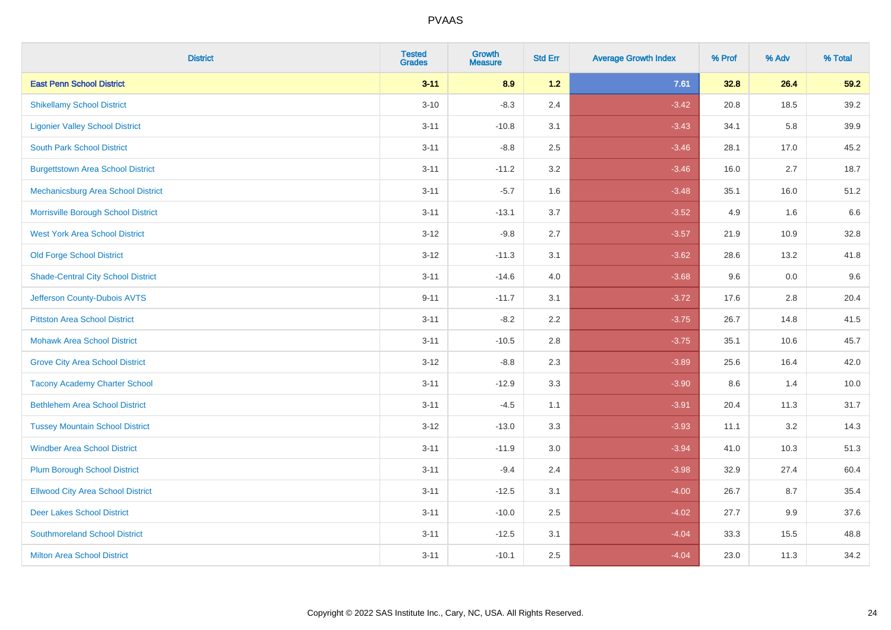| District | Tested Grades | Growth Measure | Std Err | Average Growth Index | % Prof | % Adv | % Total |
|---|---|---|---|---|---|---|---|
| **East Penn School District** | **3-11** | **8.9** | **1.2** | **7.61** | **32.8** | **26.4** | **59.2** |
| Shikellamy School District | 3-10 | -8.3 | 2.4 | -3.42 | 20.8 | 18.5 | 39.2 |
| Ligonier Valley School District | 3-11 | -10.8 | 3.1 | -3.43 | 34.1 | 5.8 | 39.9 |
| South Park School District | 3-11 | -8.8 | 2.5 | -3.46 | 28.1 | 17.0 | 45.2 |
| Burgettstown Area School District | 3-11 | -11.2 | 3.2 | -3.46 | 16.0 | 2.7 | 18.7 |
| Mechanicsburg Area School District | 3-11 | -5.7 | 1.6 | -3.48 | 35.1 | 16.0 | 51.2 |
| Morrisville Borough School District | 3-11 | -13.1 | 3.7 | -3.52 | 4.9 | 1.6 | 6.6 |
| West York Area School District | 3-12 | -9.8 | 2.7 | -3.57 | 21.9 | 10.9 | 32.8 |
| Old Forge School District | 3-12 | -11.3 | 3.1 | -3.62 | 28.6 | 13.2 | 41.8 |
| Shade-Central City School District | 3-11 | -14.6 | 4.0 | -3.68 | 9.6 | 0.0 | 9.6 |
| Jefferson County-Dubois AVTS | 9-11 | -11.7 | 3.1 | -3.72 | 17.6 | 2.8 | 20.4 |
| Pittston Area School District | 3-11 | -8.2 | 2.2 | -3.75 | 26.7 | 14.8 | 41.5 |
| Mohawk Area School District | 3-11 | -10.5 | 2.8 | -3.75 | 35.1 | 10.6 | 45.7 |
| Grove City Area School District | 3-12 | -8.8 | 2.3 | -3.89 | 25.6 | 16.4 | 42.0 |
| Tacony Academy Charter School | 3-11 | -12.9 | 3.3 | -3.90 | 8.6 | 1.4 | 10.0 |
| Bethlehem Area School District | 3-11 | -4.5 | 1.1 | -3.91 | 20.4 | 11.3 | 31.7 |
| Tussey Mountain School District | 3-12 | -13.0 | 3.3 | -3.93 | 11.1 | 3.2 | 14.3 |
| Windber Area School District | 3-11 | -11.9 | 3.0 | -3.94 | 41.0 | 10.3 | 51.3 |
| Plum Borough School District | 3-11 | -9.4 | 2.4 | -3.98 | 32.9 | 27.4 | 60.4 |
| Ellwood City Area School District | 3-11 | -12.5 | 3.1 | -4.00 | 26.7 | 8.7 | 35.4 |
| Deer Lakes School District | 3-11 | -10.0 | 2.5 | -4.02 | 27.7 | 9.9 | 37.6 |
| Southmoreland School District | 3-11 | -12.5 | 3.1 | -4.04 | 33.3 | 15.5 | 48.8 |
| Milton Area School District | 3-11 | -10.1 | 2.5 | -4.04 | 23.0 | 11.3 | 34.2 |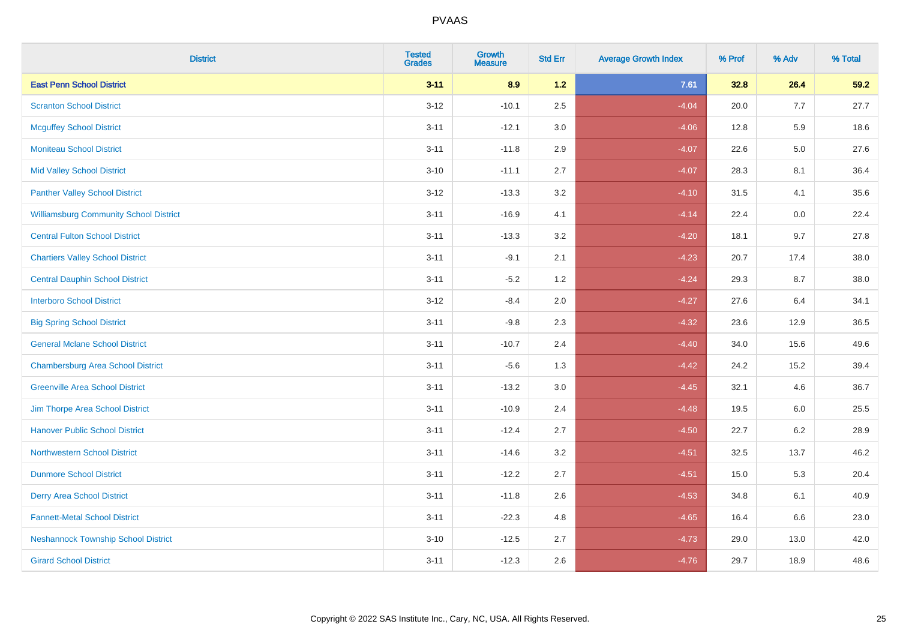| District | Tested Grades | Growth Measure | Std Err | Average Growth Index | % Prof | % Adv | % Total |
|---|---|---|---|---|---|---|---|
| **East Penn School District** | **3-11** | **8.9** | **1.2** | **7.61** | **32.8** | **26.4** | **59.2** |
| Scranton School District | 3-12 | -10.1 | 2.5 | -4.04 | 20.0 | 7.7 | 27.7 |
| Mcguffey School District | 3-11 | -12.1 | 3.0 | -4.06 | 12.8 | 5.9 | 18.6 |
| Moniteau School District | 3-11 | -11.8 | 2.9 | -4.07 | 22.6 | 5.0 | 27.6 |
| Mid Valley School District | 3-10 | -11.1 | 2.7 | -4.07 | 28.3 | 8.1 | 36.4 |
| Panther Valley School District | 3-12 | -13.3 | 3.2 | -4.10 | 31.5 | 4.1 | 35.6 |
| Williamsburg Community School District | 3-11 | -16.9 | 4.1 | -4.14 | 22.4 | 0.0 | 22.4 |
| Central Fulton School District | 3-11 | -13.3 | 3.2 | -4.20 | 18.1 | 9.7 | 27.8 |
| Chartiers Valley School District | 3-11 | -9.1 | 2.1 | -4.23 | 20.7 | 17.4 | 38.0 |
| Central Dauphin School District | 3-11 | -5.2 | 1.2 | -4.24 | 29.3 | 8.7 | 38.0 |
| Interboro School District | 3-12 | -8.4 | 2.0 | -4.27 | 27.6 | 6.4 | 34.1 |
| Big Spring School District | 3-11 | -9.8 | 2.3 | -4.32 | 23.6 | 12.9 | 36.5 |
| General Mclane School District | 3-11 | -10.7 | 2.4 | -4.40 | 34.0 | 15.6 | 49.6 |
| Chambersburg Area School District | 3-11 | -5.6 | 1.3 | -4.42 | 24.2 | 15.2 | 39.4 |
| Greenville Area School District | 3-11 | -13.2 | 3.0 | -4.45 | 32.1 | 4.6 | 36.7 |
| Jim Thorpe Area School District | 3-11 | -10.9 | 2.4 | -4.48 | 19.5 | 6.0 | 25.5 |
| Hanover Public School District | 3-11 | -12.4 | 2.7 | -4.50 | 22.7 | 6.2 | 28.9 |
| Northwestern School District | 3-11 | -14.6 | 3.2 | -4.51 | 32.5 | 13.7 | 46.2 |
| Dunmore School District | 3-11 | -12.2 | 2.7 | -4.51 | 15.0 | 5.3 | 20.4 |
| Derry Area School District | 3-11 | -11.8 | 2.6 | -4.53 | 34.8 | 6.1 | 40.9 |
| Fannett-Metal School District | 3-11 | -22.3 | 4.8 | -4.65 | 16.4 | 6.6 | 23.0 |
| Neshannock Township School District | 3-10 | -12.5 | 2.7 | -4.73 | 29.0 | 13.0 | 42.0 |
| Girard School District | 3-11 | -12.3 | 2.6 | -4.76 | 29.7 | 18.9 | 48.6 |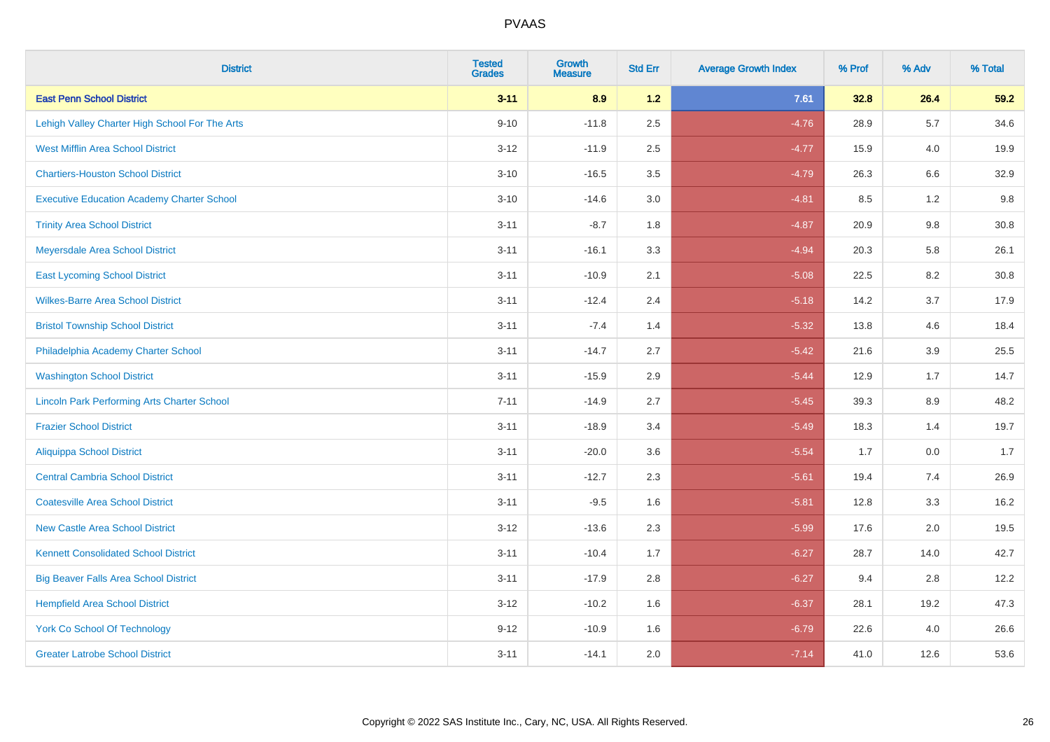# PVAAS

| District | Tested Grades | Growth Measure | Std Err | Average Growth Index | % Prof | % Adv | % Total |
|---|---|---|---|---|---|---|---|
| **East Penn School District** | **3-11** | **8.9** | **1.2** | **7.61** | **32.8** | **26.4** | **59.2** |
| Lehigh Valley Charter High School For The Arts | 9-10 | -11.8 | 2.5 | -4.76 | 28.9 | 5.7 | 34.6 |
| West Mifflin Area School District | 3-12 | -11.9 | 2.5 | -4.77 | 15.9 | 4.0 | 19.9 |
| Chartiers-Houston School District | 3-10 | -16.5 | 3.5 | -4.79 | 26.3 | 6.6 | 32.9 |
| Executive Education Academy Charter School | 3-10 | -14.6 | 3.0 | -4.81 | 8.5 | 1.2 | 9.8 |
| Trinity Area School District | 3-11 | -8.7 | 1.8 | -4.87 | 20.9 | 9.8 | 30.8 |
| Meyersdale Area School District | 3-11 | -16.1 | 3.3 | -4.94 | 20.3 | 5.8 | 26.1 |
| East Lycoming School District | 3-11 | -10.9 | 2.1 | -5.08 | 22.5 | 8.2 | 30.8 |
| Wilkes-Barre Area School District | 3-11 | -12.4 | 2.4 | -5.18 | 14.2 | 3.7 | 17.9 |
| Bristol Township School District | 3-11 | -7.4 | 1.4 | -5.32 | 13.8 | 4.6 | 18.4 |
| Philadelphia Academy Charter School | 3-11 | -14.7 | 2.7 | -5.42 | 21.6 | 3.9 | 25.5 |
| Washington School District | 3-11 | -15.9 | 2.9 | -5.44 | 12.9 | 1.7 | 14.7 |
| Lincoln Park Performing Arts Charter School | 7-11 | -14.9 | 2.7 | -5.45 | 39.3 | 8.9 | 48.2 |
| Frazier School District | 3-11 | -18.9 | 3.4 | -5.49 | 18.3 | 1.4 | 19.7 |
| Aliquippa School District | 3-11 | -20.0 | 3.6 | -5.54 | 1.7 | 0.0 | 1.7 |
| Central Cambria School District | 3-11 | -12.7 | 2.3 | -5.61 | 19.4 | 7.4 | 26.9 |
| Coatesville Area School District | 3-11 | -9.5 | 1.6 | -5.81 | 12.8 | 3.3 | 16.2 |
| New Castle Area School District | 3-12 | -13.6 | 2.3 | -5.99 | 17.6 | 2.0 | 19.5 |
| Kennett Consolidated School District | 3-11 | -10.4 | 1.7 | -6.27 | 28.7 | 14.0 | 42.7 |
| Big Beaver Falls Area School District | 3-11 | -17.9 | 2.8 | -6.27 | 9.4 | 2.8 | 12.2 |
| Hempfield Area School District | 3-12 | -10.2 | 1.6 | -6.37 | 28.1 | 19.2 | 47.3 |
| York Co School Of Technology | 9-12 | -10.9 | 1.6 | -6.79 | 22.6 | 4.0 | 26.6 |
| Greater Latrobe School District | 3-11 | -14.1 | 2.0 | -7.14 | 41.0 | 12.6 | 53.6 |

Copyright © 2022 SAS Institute Inc., Cary, NC, USA. All Rights Reserved.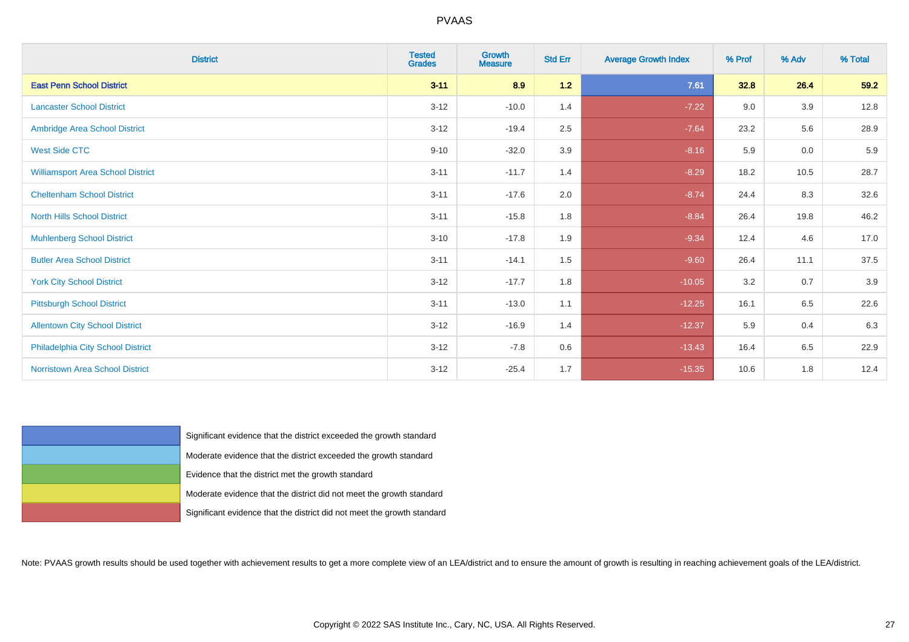# PVAAS

| District | Tested Grades | Growth Measure | Std Err | Average Growth Index | % Prof | % Adv | % Total |
|---|---|---|---|---|---|---|---|
| **East Penn School District** | **3-11** | **8.9** | **1.2** | **7.61** | **32.8** | **26.4** | **59.2** |
| Lancaster School District | 3-12 | -10.0 | 1.4 | -7.22 | 9.0 | 3.9 | 12.8 |
| Ambridge Area School District | 3-12 | -19.4 | 2.5 | -7.64 | 23.2 | 5.6 | 28.9 |
| West Side CTC | 9-10 | -32.0 | 3.9 | -8.16 | 5.9 | 0.0 | 5.9 |
| Williamsport Area School District | 3-11 | -11.7 | 1.4 | -8.29 | 18.2 | 10.5 | 28.7 |
| Cheltenham School District | 3-11 | -17.6 | 2.0 | -8.74 | 24.4 | 8.3 | 32.6 |
| North Hills School District | 3-11 | -15.8 | 1.8 | -8.84 | 26.4 | 19.8 | 46.2 |
| Muhlenberg School District | 3-10 | -17.8 | 1.9 | -9.34 | 12.4 | 4.6 | 17.0 |
| Butler Area School District | 3-11 | -14.1 | 1.5 | -9.60 | 26.4 | 11.1 | 37.5 |
| York City School District | 3-12 | -17.7 | 1.8 | -10.05 | 3.2 | 0.7 | 3.9 |
| Pittsburgh School District | 3-11 | -13.0 | 1.1 | -12.25 | 16.1 | 6.5 | 22.6 |
| Allentown City School District | 3-12 | -16.9 | 1.4 | -12.37 | 5.9 | 0.4 | 6.3 |
| Philadelphia City School District | 3-12 | -7.8 | 0.6 | -13.43 | 16.4 | 6.5 | 22.9 |
| Norristown Area School District | 3-12 | -25.4 | 1.7 | -15.35 | 10.6 | 1.8 | 12.4 |

Significant evidence that the district exceeded the growth standard

Moderate evidence that the district exceeded the growth standard

Evidence that the district met the growth standard

Moderate evidence that the district did not meet the growth standard

Significant evidence that the district did not meet the growth standard

Note: PVAAS growth results should be used together with achievement results to get a more complete view of an LEA/district and to ensure the amount of growth is resulting in reaching achievement goals of the LEA/district.

Copyright © 2022 SAS Institute Inc., Cary, NC, USA. All Rights Reserved.